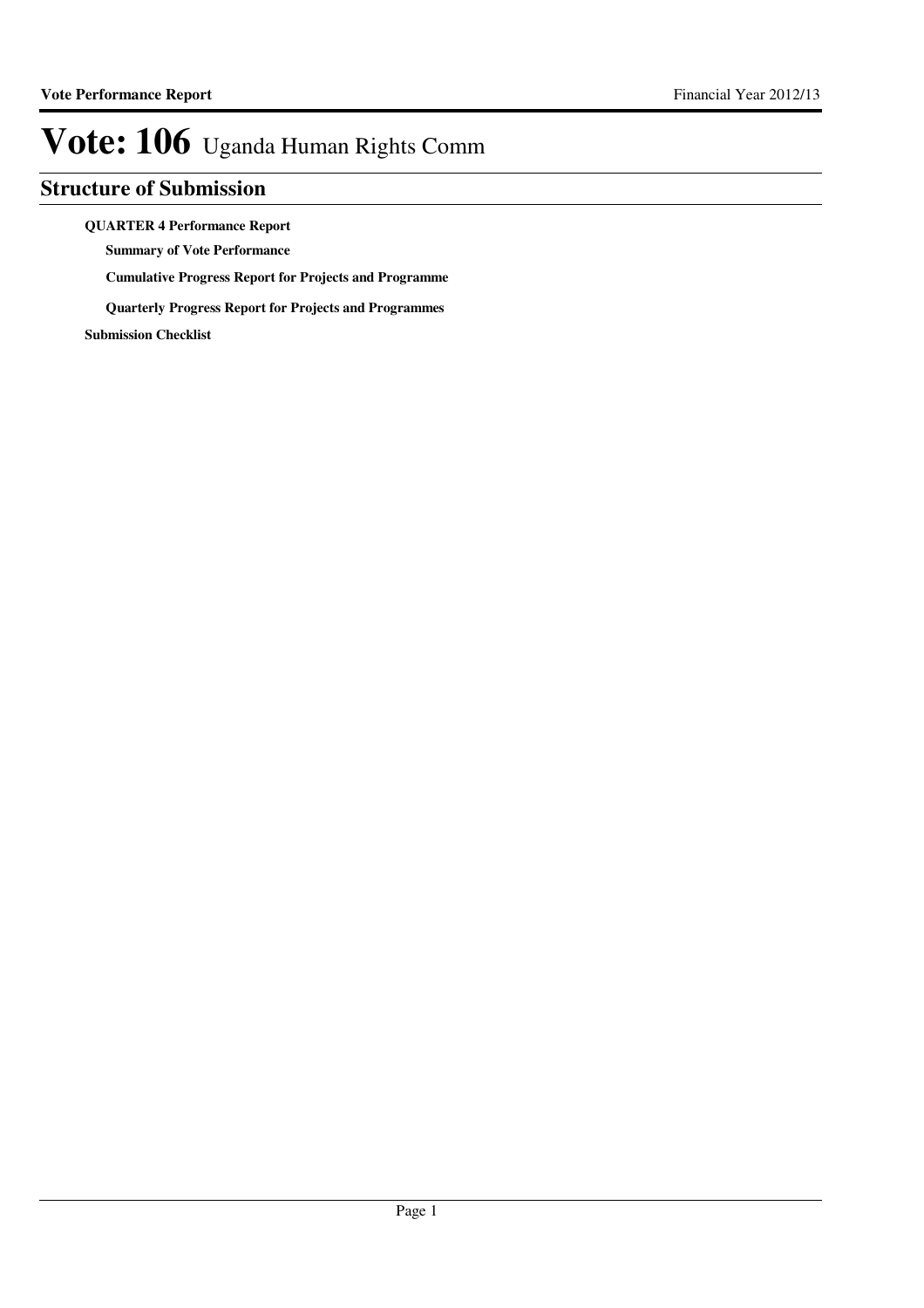# Vote: 106 Uganda Human Rights Comm

## Structure of Submission

**QUARTER 4 Performance Report**

- **Summary of Vote Performance**
- **Cumulative Progress Report for Projects and Programme**
- **Quarterly Progress Report for Projects and Programmes**

**Submission Checklist**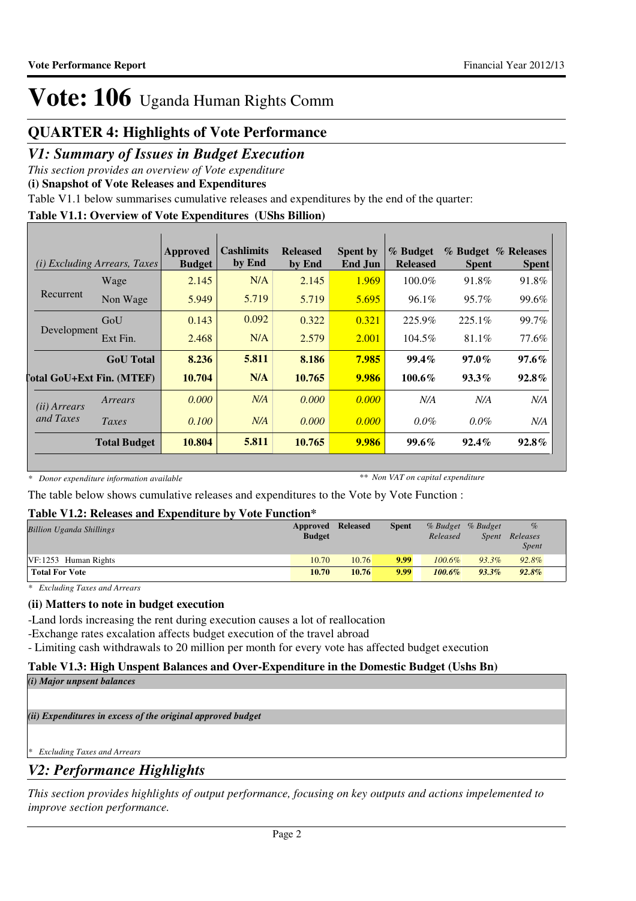# Vote: 106 Uganda Human Rights Comm

## QUARTER 4: Highlights of Vote Performance

## *V1: Summary of Issues in Budget Execution*

*This section provides an overview of Vote expenditure*

**(i) Snapshot of Vote Releases and Expenditures**

Table V1.1 below summarises cumulative releases and expenditures by the end of the quarter:

**Table V1.1: Overview of Vote Expenditures (UShs Billion)**

| *(i) Excluding Arrears, Taxes* | | Approved Budget | Cashlimits by End | Released by End | Spent by End Jun | % Budget Released | % Budget Spent | % Releases Spent |
|---|---|---|---|---|---|---|---|---|
| Recurrent | Wage | 2.145 | N/A | 2.145 | 1.969 | 100.0% | 91.8% | 91.8% |
| | Non Wage | 5.949 | 5.719 | 5.719 | 5.695 | 96.1% | 95.7% | 99.6% |
| Development | GoU | 0.143 | 0.092 | 0.322 | 0.321 | 225.9% | 225.1% | 99.7% |
| | Ext Fin. | 2.468 | N/A | 2.579 | 2.001 | 104.5% | 81.1% | 77.6% |
| | **GoU Total** | **8.236** | **5.811** | **8.186** | **7.985** | **99.4%** | **97.0%** | **97.6%** |
| **Total GoU+Ext Fin. (MTEF)** | | **10.704** | **N/A** | **10.765** | **9.986** | **100.6%** | **93.3%** | **92.8%** |
| *(ii) Arrears and Taxes* | *Arrears* | *0.000* | *N/A* | *0.000* | *0.000* | *N/A* | *N/A* | *N/A* |
| | *Taxes* | *0.100* | *N/A* | *0.000* | *0.000* | *0.0%* | *0.0%* | *N/A* |
| | **Total Budget** | **10.804** | **5.811** | **10.765** | **9.986** | **99.6%** | **92.4%** | **92.8%** |

*\* Donor expenditure information available* *\*\* Non VAT on capital expenditure*

The table below shows cumulative releases and expenditures to the Vote by Vote Function :

**Table V1.2: Releases and Expenditure by Vote Function\***

| *Billion Uganda Shillings* | Approved Budget | Released | Spent | *% Budget Released* | *% Budget Spent* | *% Releases Spent* |
|---|---|---|---|---|---|---|
| VF:1253 Human Rights | 10.70 | 10.76 | **9.99** | *100.6%* | *93.3%* | *92.8%* |
| **Total For Vote** | **10.70** | **10.76** | **9.99** | ***100.6%*** | ***93.3%*** | ***92.8%*** |

*\* Excluding Taxes and Arrears*

**(ii) Matters to note in budget execution**

-Land lords increasing the rent during execution causes a lot of reallocation

-Exchange rates escalation affects budget execution of the travel abroad

- Limiting cash withdrawals to 20 million per month for every vote has affected budget execution

**Table V1.3: High Unspent Balances and Over-Expenditure in the Domestic Budget (Ushs Bn)**

***(i) Major unspent balances***

***(ii) Expenditures in excess of the original approved budget***

*\* Excluding Taxes and Arrears*

## *V2: Performance Highlights*

*This section provides highlights of output performance, focusing on key outputs and actions impelemented to improve section performance.*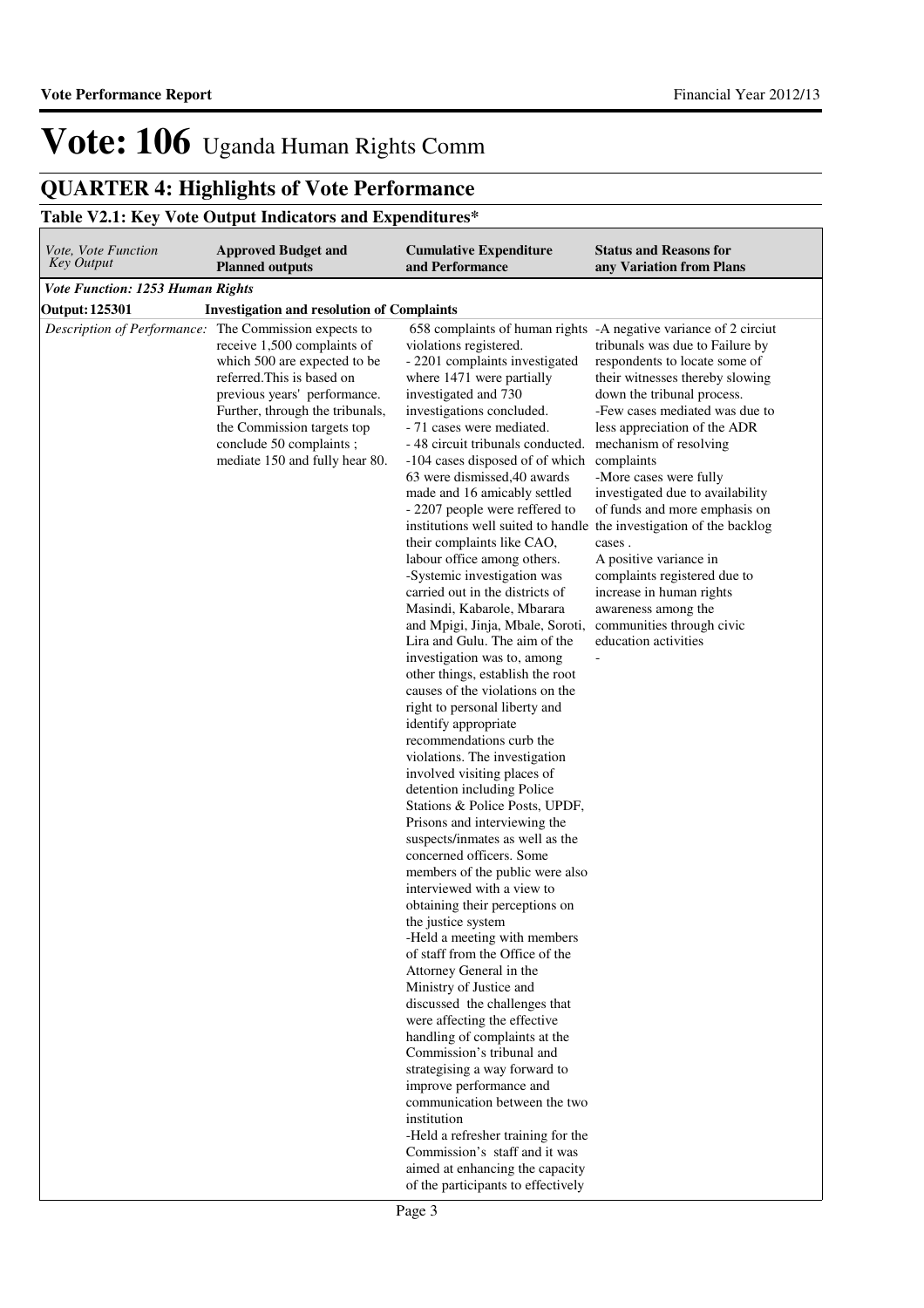# Vote: 106 Uganda Human Rights Comm

## QUARTER 4: Highlights of Vote Performance

### Table V2.1: Key Vote Output Indicators and Expenditures*

| *Vote, Vote Function Key Output* | **Approved Budget and Planned outputs** | **Cumulative Expenditure and Performance** | **Status and Reasons for any Variation from Plans** |
|---|---|---|---|
| ***Vote Function: 1253 Human Rights*** | | | |
| **Output: 125301** | **Investigation and resolution of Complaints** | | |
| *Description of Performance:* | The Commission expects to receive 1,500 complaints of which 500 are expected to be referred.This is based on previous years' performance. Further, through the tribunals, the Commission targets top conclude 50 complaints ; mediate 150 and fully hear 80. | 658 complaints of human rights violations registered.<br>- 2201 complaints investigated where 1471 were partially investigated and 730 investigations concluded.<br>- 71 cases were mediated.<br>- 48 circuit tribunals conducted.<br>-104 cases disposed of of which 63 were dismissed,40 awards made and 16 amicably settled<br>- 2207 people were reffered to institutions well suited to handle their complaints like CAO, labour office among others.<br>-Systemic investigation was carried out in the districts of Masindi, Kabarole, Mbarara and Mpigi, Jinja, Mbale, Soroti, Lira and Gulu. The aim of the investigation was to, among other things, establish the root causes of the violations on the right to personal liberty and identify appropriate recommendations curb the violations. The investigation involved visiting places of detention including Police Stations & Police Posts, UPDF, Prisons and interviewing the suspects/inmates as well as the concerned officers. Some members of the public were also interviewed with a view to obtaining their perceptions on the justice system<br>-Held a meeting with members of staff from the Office of the Attorney General in the Ministry of Justice and discussed the challenges that were affecting the effective handling of complaints at the Commission's tribunal and strategising a way forward to improve performance and communication between the two institution<br>-Held a refresher training for the Commission's staff and it was aimed at enhancing the capacity of the participants to effectively | -A negative variance of 2 circiut tribunals was due to Failure by respondents to locate some of their witnesses thereby slowing down the tribunal process.<br>-Few cases mediated was due to less appreciation of the ADR mechanism of resolving complaints<br>-More cases were fully investigated due to availability of funds and more emphasis on the investigation of the backlog cases .<br>A positive variance in complaints registered due to increase in human rights awareness among the communities through civic education activities<br>- |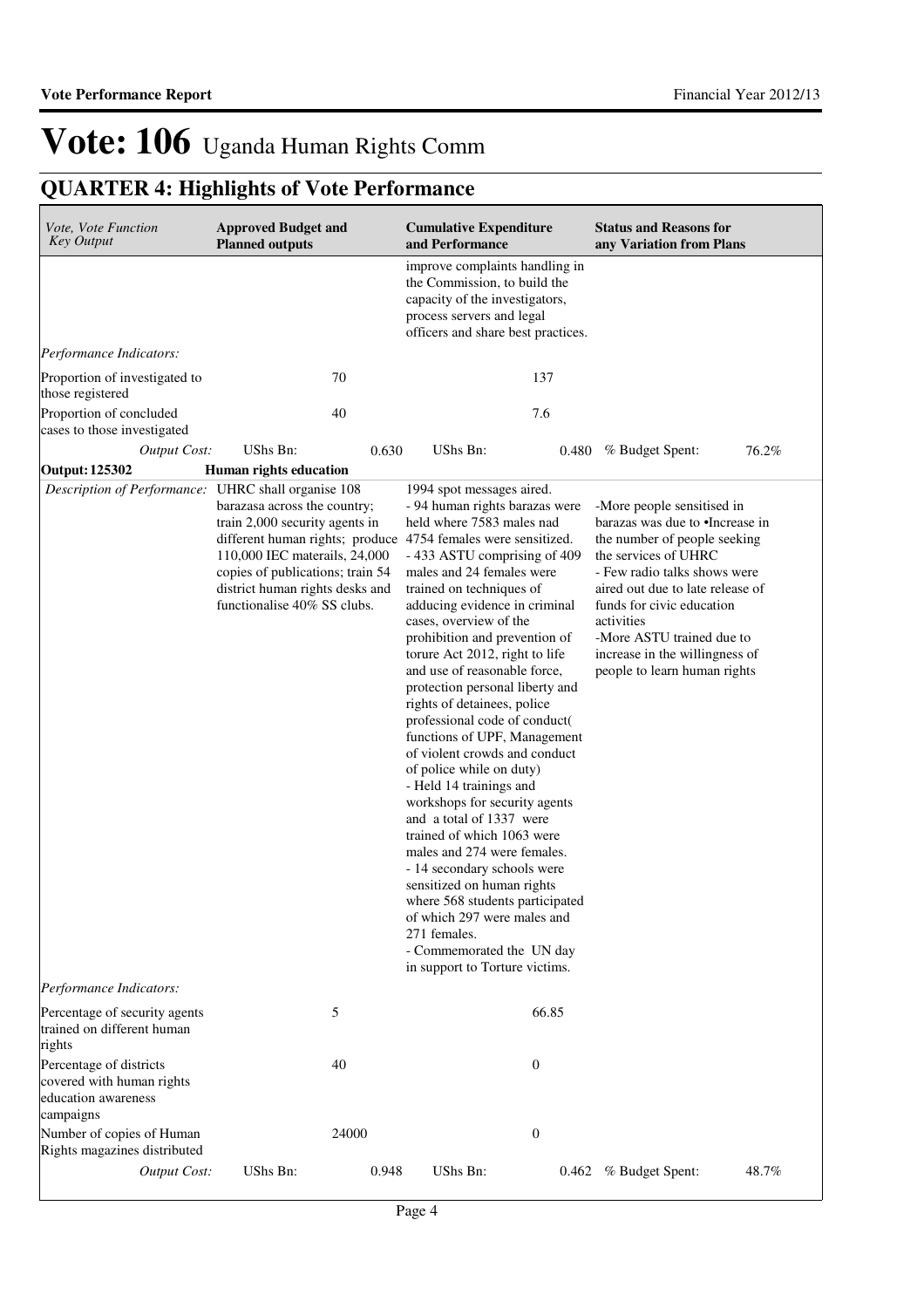# Vote: 106 Uganda Human Rights Comm

## QUARTER 4: Highlights of Vote Performance

| *Vote, Vote Function Key Output* | **Approved Budget and Planned outputs** | | **Cumulative Expenditure and Performance** | | **Status and Reasons for any Variation from Plans** | |
|---|---|---|---|---|---|---|
| | | | improve complaints handling in the Commission, to build the capacity of the investigators, process servers and legal officers and share best practices. | | | |
| *Performance Indicators:* | | | | | | |
| Proportion of investigated to those registered | | 70 | | 137 | | |
| Proportion of concluded cases to those investigated | | 40 | | 7.6 | | |
| *Output Cost:* | UShs Bn: | 0.630 | UShs Bn: | 0.480 | % Budget Spent: | 76.2% |
| **Output: 125302** | **Human rights education** | | | | | |
| *Description of Performance:* | UHRC shall organise 108 barazasa across the country; train 2,000 security agents in different human rights; produce 110,000 IEC materails, 24,000 copies of publications; train 54 district human rights desks and functionalise 40% SS clubs. | | 1994 spot messages aired.<br>- 94 human rights barazas were held where 7583 males nad 4754 females were sensitized.<br>- 433 ASTU comprising of 409 males and 24 females were trained on techniques of adducing evidence in criminal cases, overview of the prohibition and prevention of torure Act 2012, right to life and use of reasonable force, protection personal liberty and rights of detainees, police professional code of conduct( functions of UPF, Management of violent crowds and conduct of police while on duty)<br>- Held 14 trainings and workshops for security agents and a total of 1337 were trained of which 1063 were males and 274 were females.<br>- 14 secondary schools were sensitized on human rights where 568 students participated of which 297 were males and 271 females.<br>- Commemorated the UN day in support to Torture victims. | | -More people sensitised in barazas was due to •Increase in the number of people seeking the services of UHRC<br>- Few radio talks shows were aired out due to late release of funds for civic education activities<br>-More ASTU trained due to increase in the willingness of people to learn human rights | |
| *Performance Indicators:* | | | | | | |
| Percentage of security agents trained on different human rights | | 5 | | 66.85 | | |
| Percentage of districts covered with human rights education awareness campaigns | | 40 | | 0 | | |
| Number of copies of Human Rights magazines distributed | | 24000 | | 0 | | |
| *Output Cost:* | UShs Bn: | 0.948 | UShs Bn: | 0.462 | % Budget Spent: | 48.7% |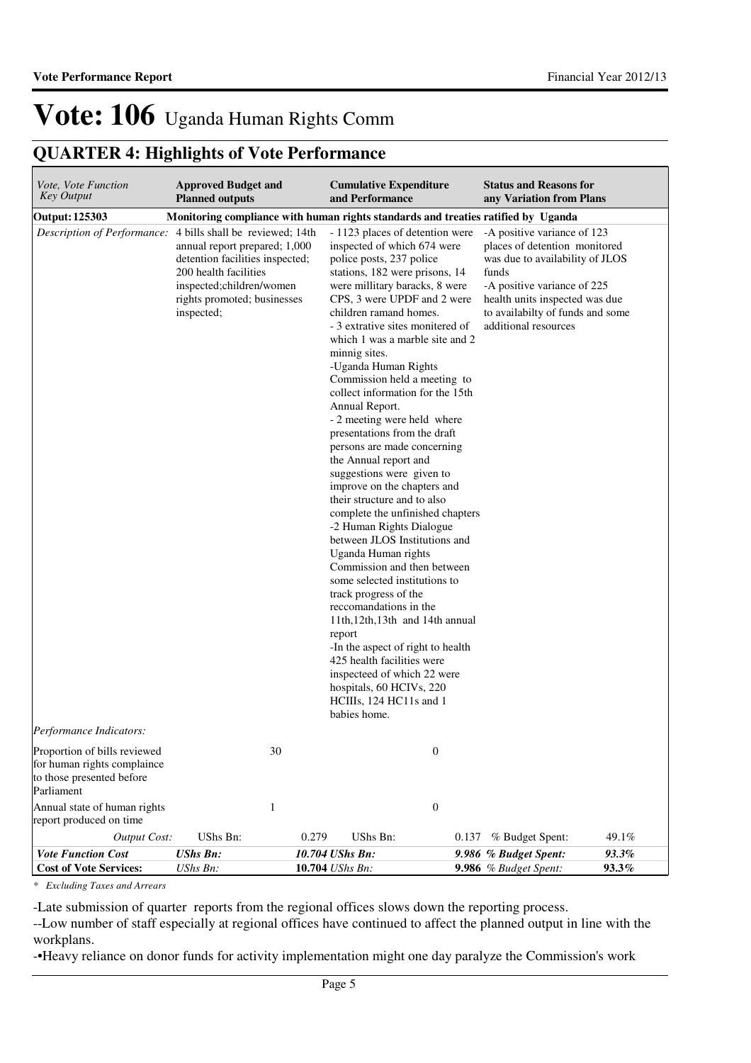# Vote: 106 Uganda Human Rights Comm

## QUARTER 4: Highlights of Vote Performance

| *Vote, Vote Function Key Output* | **Approved Budget and Planned outputs** | | **Cumulative Expenditure and Performance** | | **Status and Reasons for any Variation from Plans** | |
|---|---|---|---|---|---|---|
| **Output: 125303** | **Monitoring compliance with human rights standards and treaties ratified by Uganda** | | | | | |
| *Description of Performance:* | 4 bills shall be reviewed; 14th annual report prepared; 1,000 detention facilities inspected; 200 health facilities inspected;children/women rights promoted; businesses inspected; | | - 1123 places of detention were inspected of which 674 were police posts, 237 police stations, 182 were prisons, 14 were millitary baracks, 8 were CPS, 3 were UPDF and 2 were children ramand homes.<br>- 3 extrative sites monitered of which 1 was a marble site and 2 minnig sites.<br>-Uganda Human Rights Commission held a meeting to collect information for the 15th Annual Report.<br>- 2 meeting were held where presentations from the draft persons are made concerning the Annual report and suggestions were given to improve on the chapters and their structure and to also complete the unfinished chapters<br>-2 Human Rights Dialogue between JLOS Institutions and Uganda Human rights Commission and then between some selected institutions to track progress of the reccomandations in the 11th,12th,13th and 14th annual report<br>-In the aspect of right to health 425 health facilities were inspecteed of which 22 were hospitals, 60 HCIVs, 220 HCIIIs, 124 HC11s and 1 babies home. | | -A positive variance of 123 places of detention monitored was due to availability of JLOS funds<br>-A positive variance of 225 health units inspected was due to availabilty of funds and some additional resources | |
| *Performance Indicators:* | | | | | | |
| Proportion of bills reviewed for human rights complaince to those presented before Parliament | | 30 | | 0 | | |
| Annual state of human rights report produced on time | | 1 | | 0 | | |
| *Output Cost:* | UShs Bn: | 0.279 | UShs Bn: | 0.137 | % Budget Spent: | 49.1% |
| ***Vote Function Cost*** | ***UShs Bn:*** | ***10.704*** | ***UShs Bn:*** | ***9.986*** | ***% Budget Spent:*** | ***93.3%*** |
| ***Cost of Vote Services:*** | *UShs Bn:* | **10.704** | *UShs Bn:* | **9.986** | *% Budget Spent:* | ***93.3%*** |

*\* Excluding Taxes and Arrears*

-Late submission of quarter reports from the regional offices slows down the reporting process.

--Low number of staff especially at regional offices have continued to affect the planned output in line with the workplans.

-•Heavy reliance on donor funds for activity implementation might one day paralyze the Commission's work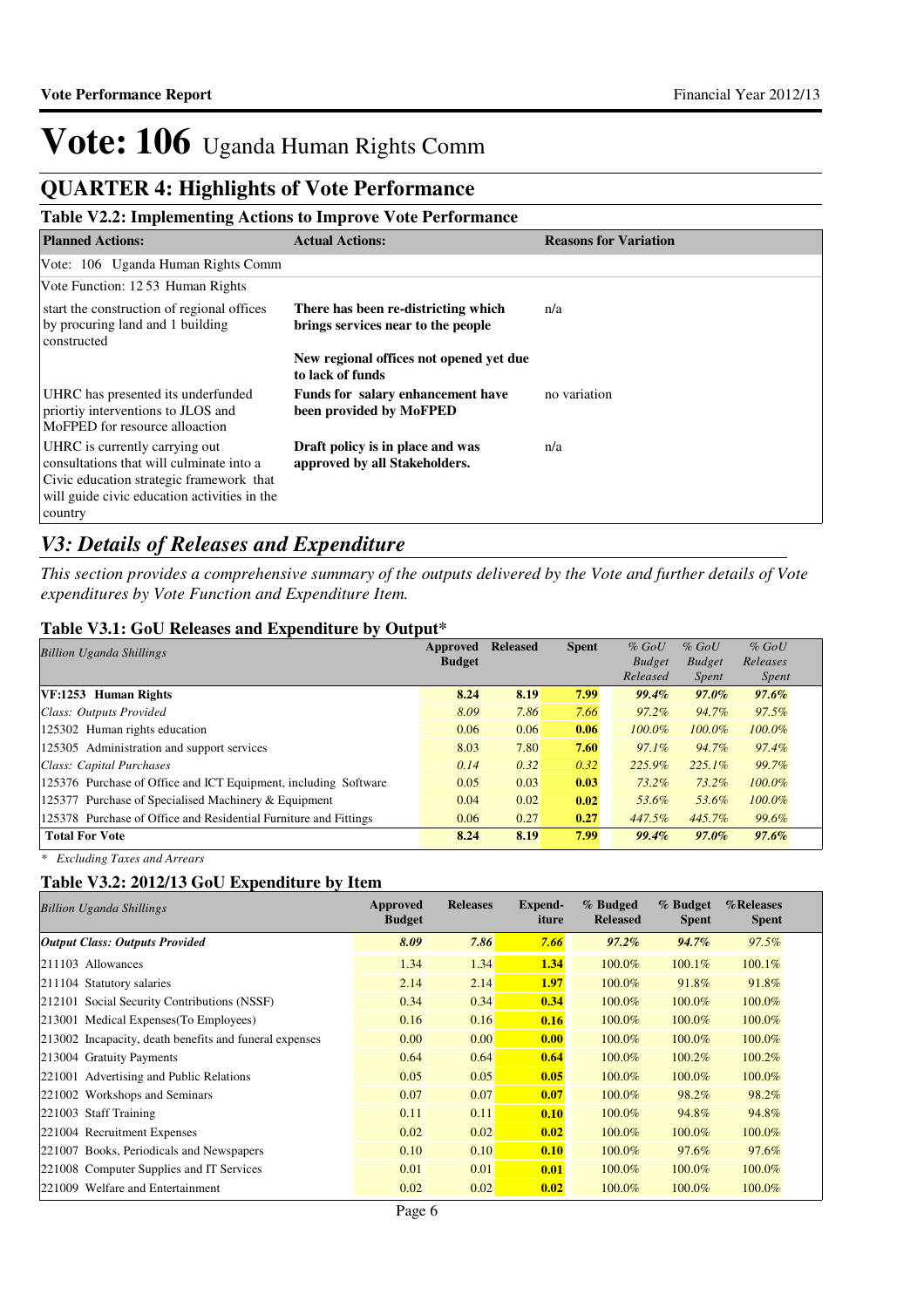# Vote: 106 Uganda Human Rights Comm

## QUARTER 4: Highlights of Vote Performance

### Table V2.2: Implementing Actions to Improve Vote Performance

| Planned Actions: | Actual Actions: | Reasons for Variation |
|---|---|---|
| Vote: 106 Uganda Human Rights Comm | | |
| Vote Function: 12 53 Human Rights | | |
| start the construction of regional offices by procuring land and 1 building constructed | **There has been re-districting which brings services near to the people** | n/a |
| | **New regional offices not opened yet due to lack of funds** | |
| UHRC has presented its underfunded priortiy interventions to JLOS and MoFPED for resource alloaction | **Funds for salary enhancement have been provided by MoFPED** | no variation |
| UHRC is currently carrying out consultations that will culminate into a Civic education strategic framework that will guide civic education activities in the country | **Draft policy is in place and was approved by all Stakeholders.** | n/a |

## *V3: Details of Releases and Expenditure*

*This section provides a comprehensive summary of the outputs delivered by the Vote and further details of Vote expenditures by Vote Function and Expenditure Item.*

### Table V3.1: GoU Releases and Expenditure by Output*

| *Billion Uganda Shillings* | Approved Budget | Released | Spent | *% GoU Budget Released* | *% GoU Budget Spent* | *% GoU Releases Spent* |
|---|---|---|---|---|---|---|
| **VF:1253 Human Rights** | **8.24** | **8.19** | **7.99** | ***99.4%*** | ***97.0%*** | ***97.6%*** |
| *Class: Outputs Provided* | *8.09* | *7.86* | *7.66* | *97.2%* | *94.7%* | *97.5%* |
| 125302 Human rights education | 0.06 | 0.06 | **0.06** | *100.0%* | *100.0%* | *100.0%* |
| 125305 Administration and support services | 8.03 | 7.80 | **7.60** | *97.1%* | *94.7%* | *97.4%* |
| *Class: Capital Purchases* | *0.14* | *0.32* | *0.32* | *225.9%* | *225.1%* | *99.7%* |
| 125376 Purchase of Office and ICT Equipment, including Software | 0.05 | 0.03 | **0.03** | *73.2%* | *73.2%* | *100.0%* |
| 125377 Purchase of Specialised Machinery & Equipment | 0.04 | 0.02 | **0.02** | *53.6%* | *53.6%* | *100.0%* |
| 125378 Purchase of Office and Residential Furniture and Fittings | 0.06 | 0.27 | **0.27** | *447.5%* | *445.7%* | *99.6%* |
| **Total For Vote** | **8.24** | **8.19** | **7.99** | ***99.4%*** | ***97.0%*** | ***97.6%*** |

*\* Excluding Taxes and Arrears*

### Table V3.2: 2012/13 GoU Expenditure by Item

| *Billion Uganda Shillings* | Approved Budget | Releases | Expend-iture | % Budged Released | % Budget Spent | %Releases Spent |
|---|---|---|---|---|---|---|
| ***Output Class: Outputs Provided*** | ***8.09*** | ***7.86*** | ***7.66*** | ***97.2%*** | ***94.7%*** | *97.5%* |
| 211103 Allowances | 1.34 | 1.34 | **1.34** | 100.0% | 100.1% | 100.1% |
| 211104 Statutory salaries | 2.14 | 2.14 | **1.97** | 100.0% | 91.8% | 91.8% |
| 212101 Social Security Contributions (NSSF) | 0.34 | 0.34 | **0.34** | 100.0% | 100.0% | 100.0% |
| 213001 Medical Expenses(To Employees) | 0.16 | 0.16 | **0.16** | 100.0% | 100.0% | 100.0% |
| 213002 Incapacity, death benefits and funeral expenses | 0.00 | 0.00 | **0.00** | 100.0% | 100.0% | 100.0% |
| 213004 Gratuity Payments | 0.64 | 0.64 | **0.64** | 100.0% | 100.2% | 100.2% |
| 221001 Advertising and Public Relations | 0.05 | 0.05 | **0.05** | 100.0% | 100.0% | 100.0% |
| 221002 Workshops and Seminars | 0.07 | 0.07 | **0.07** | 100.0% | 98.2% | 98.2% |
| 221003 Staff Training | 0.11 | 0.11 | **0.10** | 100.0% | 94.8% | 94.8% |
| 221004 Recruitment Expenses | 0.02 | 0.02 | **0.02** | 100.0% | 100.0% | 100.0% |
| 221007 Books, Periodicals and Newspapers | 0.10 | 0.10 | **0.10** | 100.0% | 97.6% | 97.6% |
| 221008 Computer Supplies and IT Services | 0.01 | 0.01 | **0.01** | 100.0% | 100.0% | 100.0% |
| 221009 Welfare and Entertainment | 0.02 | 0.02 | **0.02** | 100.0% | 100.0% | 100.0% |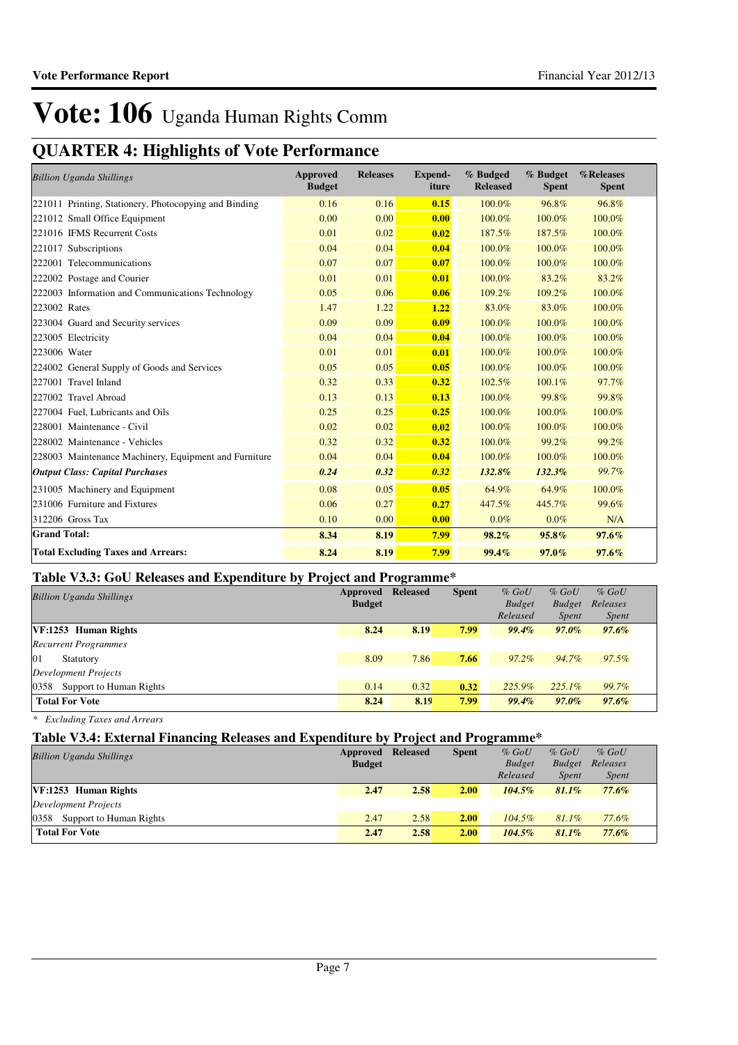# Vote: 106 Uganda Human Rights Comm

## QUARTER 4: Highlights of Vote Performance

| *Billion Uganda Shillings* | Approved Budget | Releases | Expend-iture | % Budged Released | % Budget Spent | %Releases Spent |
|---|---|---|---|---|---|---|
| 221011 Printing, Stationery, Photocopying and Binding | 0.16 | 0.16 | 0.15 | 100.0% | 96.8% | 96.8% |
| 221012 Small Office Equipment | 0.00 | 0.00 | 0.00 | 100.0% | 100.0% | 100.0% |
| 221016 IFMS Recurrent Costs | 0.01 | 0.02 | 0.02 | 187.5% | 187.5% | 100.0% |
| 221017 Subscriptions | 0.04 | 0.04 | 0.04 | 100.0% | 100.0% | 100.0% |
| 222001 Telecommunications | 0.07 | 0.07 | 0.07 | 100.0% | 100.0% | 100.0% |
| 222002 Postage and Courier | 0.01 | 0.01 | 0.01 | 100.0% | 83.2% | 83.2% |
| 222003 Information and Communications Technology | 0.05 | 0.06 | 0.06 | 109.2% | 109.2% | 100.0% |
| 223002 Rates | 1.47 | 1.22 | 1.22 | 83.0% | 83.0% | 100.0% |
| 223004 Guard and Security services | 0.09 | 0.09 | 0.09 | 100.0% | 100.0% | 100.0% |
| 223005 Electricity | 0.04 | 0.04 | 0.04 | 100.0% | 100.0% | 100.0% |
| 223006 Water | 0.01 | 0.01 | 0.01 | 100.0% | 100.0% | 100.0% |
| 224002 General Supply of Goods and Services | 0.05 | 0.05 | 0.05 | 100.0% | 100.0% | 100.0% |
| 227001 Travel Inland | 0.32 | 0.33 | 0.32 | 102.5% | 100.1% | 97.7% |
| 227002 Travel Abroad | 0.13 | 0.13 | 0.13 | 100.0% | 99.8% | 99.8% |
| 227004 Fuel, Lubricants and Oils | 0.25 | 0.25 | 0.25 | 100.0% | 100.0% | 100.0% |
| 228001 Maintenance - Civil | 0.02 | 0.02 | 0.02 | 100.0% | 100.0% | 100.0% |
| 228002 Maintenance - Vehicles | 0.32 | 0.32 | 0.32 | 100.0% | 99.2% | 99.2% |
| 228003 Maintenance Machinery, Equipment and Furniture | 0.04 | 0.04 | 0.04 | 100.0% | 100.0% | 100.0% |
| ***Output Class: Capital Purchases*** | ***0.24*** | ***0.32*** | ***0.32*** | ***132.8%*** | ***132.3%*** | *99.7%* |
| 231005 Machinery and Equipment | 0.08 | 0.05 | 0.05 | 64.9% | 64.9% | 100.0% |
| 231006 Furniture and Fixtures | 0.06 | 0.27 | 0.27 | 447.5% | 445.7% | 99.6% |
| 312206 Gross Tax | 0.10 | 0.00 | 0.00 | 0.0% | 0.0% | N/A |
| **Grand Total:** | **8.34** | **8.19** | **7.99** | **98.2%** | **95.8%** | **97.6%** |
| **Total Excluding Taxes and Arrears:** | **8.24** | **8.19** | **7.99** | **99.4%** | **97.0%** | **97.6%** |

### Table V3.3: GoU Releases and Expenditure by Project and Programme*

| *Billion Uganda Shillings* | Approved Budget | Released | Spent | *% GoU Budget Released* | *% GoU Budget Spent* | *% GoU Releases Spent* |
|---|---|---|---|---|---|---|
| **VF:1253 Human Rights** | **8.24** | **8.19** | **7.99** | ***99.4%*** | ***97.0%*** | ***97.6%*** |
| *Recurrent Programmes* | | | | | | |
| 01 Statutory | 8.09 | 7.86 | 7.66 | *97.2%* | *94.7%* | *97.5%* |
| *Development Projects* | | | | | | |
| 0358 Support to Human Rights | 0.14 | 0.32 | 0.32 | *225.9%* | *225.1%* | *99.7%* |
| **Total For Vote** | **8.24** | **8.19** | **7.99** | ***99.4%*** | ***97.0%*** | ***97.6%*** |

*\* Excluding Taxes and Arrears*

### Table V3.4: External Financing Releases and Expenditure by Project and Programme*

| *Billion Uganda Shillings* | Approved Budget | Released | Spent | *% GoU Budget Released* | *% GoU Budget Spent* | *% GoU Releases Spent* |
|---|---|---|---|---|---|---|
| **VF:1253 Human Rights** | **2.47** | **2.58** | **2.00** | ***104.5%*** | ***81.1%*** | ***77.6%*** |
| *Development Projects* | | | | | | |
| 0358 Support to Human Rights | 2.47 | 2.58 | 2.00 | *104.5%* | *81.1%* | *77.6%* |
| **Total For Vote** | **2.47** | **2.58** | **2.00** | ***104.5%*** | ***81.1%*** | ***77.6%*** |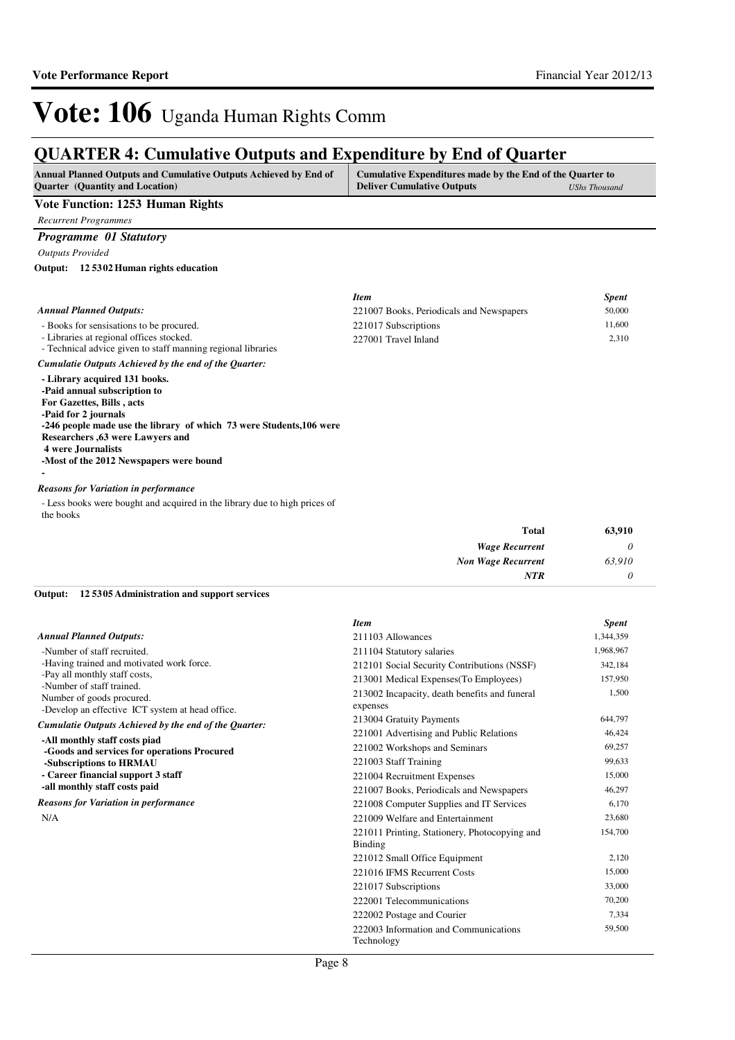# Vote: 106 Uganda Human Rights Comm

## QUARTER 4: Cumulative Outputs and Expenditure by End of Quarter

| Annual Planned Outputs and Cumulative Outputs Achieved by End of Quarter (Quantity and Location) | Cumulative Expenditures made by the End of the Quarter to Deliver Cumulative Outputs *UShs Thousand* |
|---|---|

**Vote Function: 1253 Human Rights**

*Recurrent Programmes*

***Programme 01 Statutory***

*Outputs Provided*

**Output: 12 5302 Human rights education**

*Annual Planned Outputs:*

- Books for sensisations to be procured.
- Libraries at regional offices stocked.
- Technical advice given to staff manning regional libraries

*Cumulatie Outputs Achieved by the end of the Quarter:*

**- Library acquired 131 books.**
**-Paid annual subscription to**
**For Gazettes, Bills , acts**
**-Paid for 2 journals**
**-246 people made use the library of which 73 were Students,106 were Researchers ,63 were Lawyers and**
**4 were Journalists**
**-Most of the 2012 Newspapers were bound**
**-**

*Reasons for Variation in performance*

- Less books were bought and acquired in the library due to high prices of the books

| *Item* | *Spent* |
|---|---|
| 221007 Books, Periodicals and Newspapers | 50,000 |
| 221017 Subscriptions | 11,600 |
| 227001 Travel Inland | 2,310 |
| **Total** | **63,910** |
| ***Wage Recurrent*** | *0* |
| ***Non Wage Recurrent*** | *63,910* |
| ***NTR*** | *0* |

**Output: 12 5305 Administration and support services**

*Annual Planned Outputs:*

-Number of staff recruited.
-Having trained and motivated work force.
-Pay all monthly staff costs,
-Number of staff trained.
Number of goods procured.
-Develop an effective ICT system at head office.

*Cumulatie Outputs Achieved by the end of the Quarter:*

**-All monthly staff costs piad**
**-Goods and services for operations Procured**
**-Subscriptions to HRMAU**
**- Career financial support 3 staff**
**-all monthly staff costs paid**

*Reasons for Variation in performance*

N/A

| *Item* | *Spent* |
|---|---|
| 211103 Allowances | 1,344,359 |
| 211104 Statutory salaries | 1,968,967 |
| 212101 Social Security Contributions (NSSF) | 342,184 |
| 213001 Medical Expenses(To Employees) | 157,950 |
| 213002 Incapacity, death benefits and funeral expenses | 1,500 |
| 213004 Gratuity Payments | 644,797 |
| 221001 Advertising and Public Relations | 46,424 |
| 221002 Workshops and Seminars | 69,257 |
| 221003 Staff Training | 99,633 |
| 221004 Recruitment Expenses | 15,000 |
| 221007 Books, Periodicals and Newspapers | 46,297 |
| 221008 Computer Supplies and IT Services | 6,170 |
| 221009 Welfare and Entertainment | 23,680 |
| 221011 Printing, Stationery, Photocopying and Binding | 154,700 |
| 221012 Small Office Equipment | 2,120 |
| 221016 IFMS Recurrent Costs | 15,000 |
| 221017 Subscriptions | 33,000 |
| 222001 Telecommunications | 70,200 |
| 222002 Postage and Courier | 7,334 |
| 222003 Information and Communications Technology | 59,500 |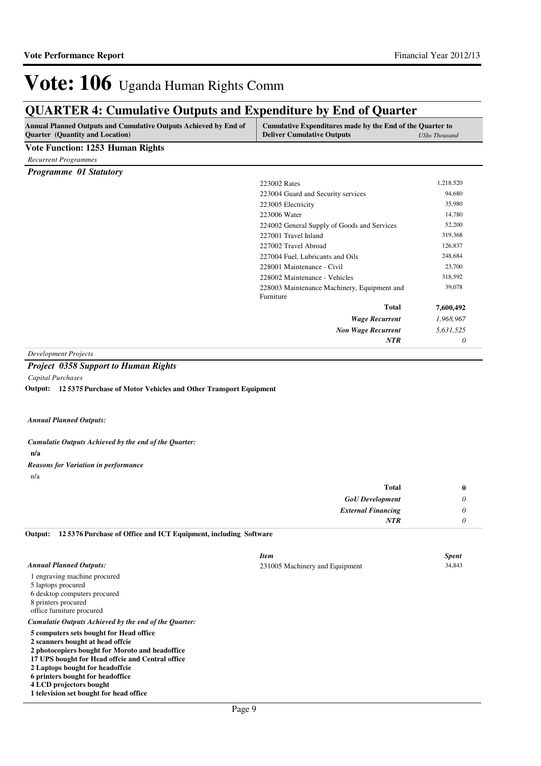# Vote: 106 Uganda Human Rights Comm

## QUARTER 4: Cumulative Outputs and Expenditure by End of Quarter

| Annual Planned Outputs and Cumulative Outputs Achieved by End of Quarter (Quantity and Location) | Cumulative Expenditures made by the End of the Quarter to Deliver Cumulative Outputs | UShs Thousand |
|---|---|---|

**Vote Function: 1253 Human Rights**

*Recurrent Programmes*

***Programme 01 Statutory***

| Item | Spent |
|---|---|
| 223002 Rates | 1,218,520 |
| 223004 Guard and Security services | 94,680 |
| 223005 Electricity | 35,980 |
| 223006 Water | 14,780 |
| 224002 General Supply of Goods and Services | 52,200 |
| 227001 Travel Inland | 319,368 |
| 227002 Travel Abroad | 126,837 |
| 227004 Fuel, Lubricants and Oils | 248,684 |
| 228001 Maintenance - Civil | 23,700 |
| 228002 Maintenance - Vehicles | 318,592 |
| 228003 Maintenance Machinery, Equipment and Furniture | 39,078 |
| **Total** | **7,600,492** |
| ***Wage Recurrent*** | *1,968,967* |
| ***Non Wage Recurrent*** | *5,631,525* |
| ***NTR*** | *0* |

*Development Projects*

***Project 0358 Support to Human Rights***

*Capital Purchases*

**Output: 12 5375 Purchase of Motor Vehicles and Other Transport Equipment**

***Annual Planned Outputs:***

***Cumulatie Outputs Achieved by the end of the Quarter:***

**n/a**

***Reasons for Variation in performance***

n/a

| | |
|---|---|
| **Total** | **0** |
| ***GoU Development*** | *0* |
| ***External Financing*** | *0* |
| ***NTR*** | *0* |

**Output: 12 5376 Purchase of Office and ICT Equipment, including Software**

| *Item* | *Spent* |
|---|---|
| 231005 Machinery and Equipment | 34,843 |

***Annual Planned Outputs:***

1 engraving machine procured
5 laptops procured
6 desktop computers procured
8 printers procured
office furniture procured

***Cumulatie Outputs Achieved by the end of the Quarter:***

**5 computers sets bought for Head office**
**2 scanners bought at head offcie**
**2 photocopiers bought for Moroto and headoffice**
**17 UPS bought for Head offcie and Central office**
**2 Laptops bought for headoffcie**
**6 printers bought for headoffice**
**4 LCD projectors bought**
**1 television set bought for head office**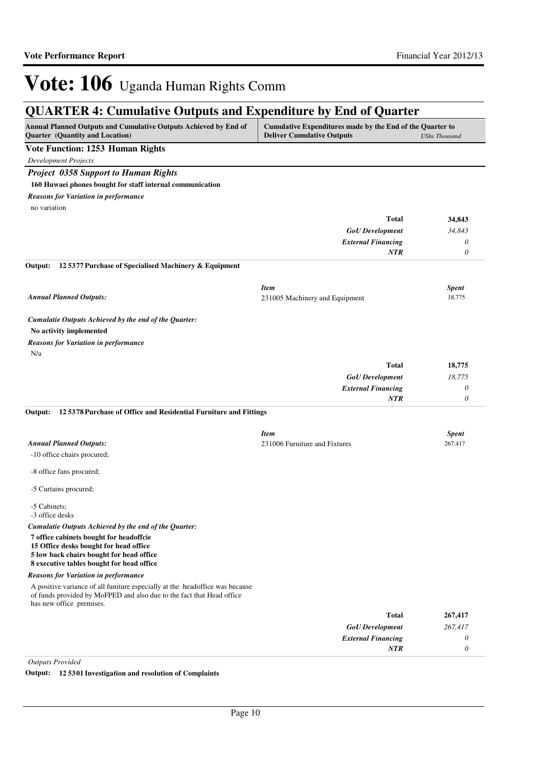# Vote: 106 Uganda Human Rights Comm

## QUARTER 4: Cumulative Outputs and Expenditure by End of Quarter

| Annual Planned Outputs and Cumulative Outputs Achieved by End of Quarter (Quantity and Location) | Cumulative Expenditures made by the End of the Quarter to Deliver Cumulative Outputs | *UShs Thousand* |
|---|---|---|

**Vote Function: 1253 Human Rights**

*Development Projects*

***Project 0358 Support to Human Rights***

**160 Huwaei phones bought for staff internal communication**

***Reasons for Variation in performance***

no variation

| | | |
|---|---|---|
| | **Total** | **34,843** |
| | ***GoU Development*** | *34,843* |
| | ***External Financing*** | *0* |
| | ***NTR*** | *0* |

**Output: 12 5377 Purchase of Specialised Machinery & Equipment**

| | *Item* | *Spent* |
|---|---|---|
| ***Annual Planned Outputs:*** | 231005 Machinery and Equipment | 18,775 |

***Cumulatie Outputs Achieved by the end of the Quarter:***

**No activity implemented**

***Reasons for Variation in performance***

N/a

| | | |
|---|---|---|
| | **Total** | **18,775** |
| | ***GoU Development*** | *18,775* |
| | ***External Financing*** | *0* |
| | ***NTR*** | *0* |

**Output: 12 5378 Purchase of Office and Residential Furniture and Fittings**

| | *Item* | *Spent* |
|---|---|---|
| ***Annual Planned Outputs:*** | 231006 Furniture and Fixtures | 267,417 |

-10 office chairs procured;

-8 office fans procured;

-5 Curtains procured;

-5 Cabinets;
-3 office desks

***Cumulatie Outputs Achieved by the end of the Quarter:***

**7 office cabinets bought for headoffcie**
**15 Office desks bought for head office**
**5 low back chairs bought for head office**
**8 executive tables bought for head office**

***Reasons for Variation in performance***

A positive variance of all funiture especially at the headoffice was because of funds provided by MoFPED and also due to the fact that Head office has new office premises.

| | | |
|---|---|---|
| | **Total** | **267,417** |
| | ***GoU Development*** | *267,417* |
| | ***External Financing*** | *0* |
| | ***NTR*** | *0* |

*Outputs Provided*

**Output: 12 5301 Investigation and resolution of Complaints**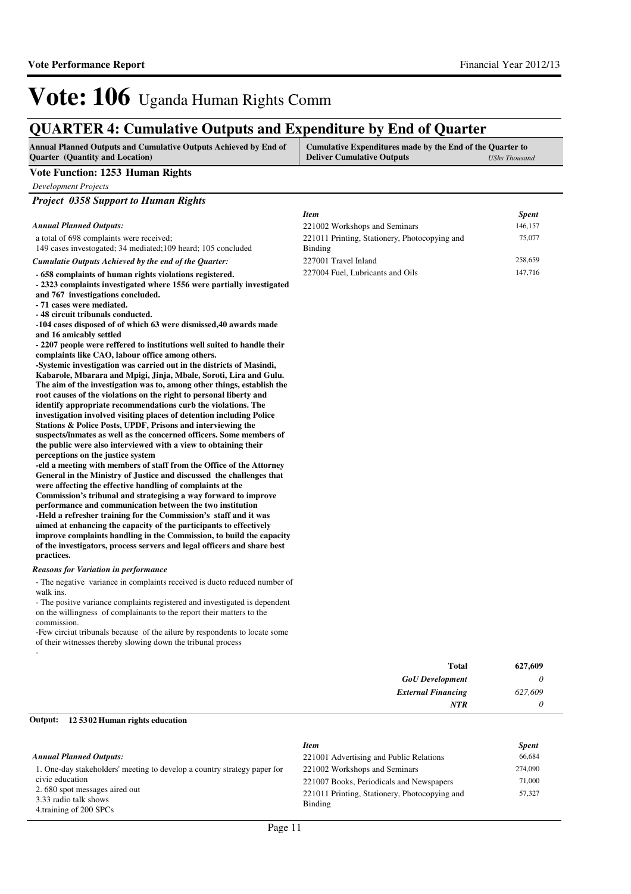# Vote: 106 Uganda Human Rights Comm

## QUARTER 4: Cumulative Outputs and Expenditure by End of Quarter

| Annual Planned Outputs and Cumulative Outputs Achieved by End of Quarter (Quantity and Location) | Cumulative Expenditures made by the End of the Quarter to Deliver Cumulative Outputs *UShs Thousand* |
|---|---|

**Vote Function: 1253 Human Rights**

*Development Projects*

### *Project 0358 Support to Human Rights*

*Annual Planned Outputs:*

a total of 698 complaints were received;
149 cases investogated; 34 mediated;109 heard; 105 concluded

*Cumulatie Outputs Achieved by the end of the Quarter:*

**- 658 complaints of human rights violations registered.**
**- 2323 complaints investigated where 1556 were partially investigated and 767 investigations concluded.**
**- 71 cases were mediated.**
**- 48 circuit tribunals conducted.**
**-104 cases disposed of of which 63 were dismissed,40 awards made and 16 amicably settled**
**- 2207 people were reffered to institutions well suited to handle their complaints like CAO, labour office among others.**
**-Systemic investigation was carried out in the districts of Masindi, Kabarole, Mbarara and Mpigi, Jinja, Mbale, Soroti, Lira and Gulu. The aim of the investigation was to, among other things, establish the root causes of the violations on the right to personal liberty and identify appropriate recommendations curb the violations. The investigation involved visiting places of detention including Police Stations & Police Posts, UPDF, Prisons and interviewing the suspects/inmates as well as the concerned officers. Some members of the public were also interviewed with a view to obtaining their perceptions on the justice system**
**-eld a meeting with members of staff from the Office of the Attorney General in the Ministry of Justice and discussed the challenges that were affecting the effective handling of complaints at the Commission's tribunal and strategising a way forward to improve performance and communication between the two institution**
**-Held a refresher training for the Commission's staff and it was aimed at enhancing the capacity of the participants to effectively improve complaints handling in the Commission, to build the capacity of the investigators, process servers and legal officers and share best practices.**

*Reasons for Variation in performance*

- The negative variance in complaints received is dueto reduced number of walk ins.
- The positve variance complaints registered and investigated is dependent on the willingness of complainants to the report their matters to the commission.
-Few circiut tribunals because of the ailure by respondents to locate some of their witnesses thereby slowing down the tribunal process
-

| *Item* | *Spent* |
|---|---|
| 221002 Workshops and Seminars | 146,157 |
| 221011 Printing, Stationery, Photocopying and Binding | 75,077 |
| 227001 Travel Inland | 258,659 |
| 227004 Fuel, Lubricants and Oils | 147,716 |
| **Total** | **627,609** |
| ***GoU Development*** | *0* |
| ***External Financing*** | *627,609* |
| ***NTR*** | *0* |

**Output: 12 5302 Human rights education**

*Annual Planned Outputs:*

1. One-day stakeholders' meeting to develop a country strategy paper for civic education
2. 680 spot messages aired out
3.33 radio talk shows
4.training of 200 SPCs

| *Item* | *Spent* |
|---|---|
| 221001 Advertising and Public Relations | 66,684 |
| 221002 Workshops and Seminars | 274,090 |
| 221007 Books, Periodicals and Newspapers | 71,000 |
| 221011 Printing, Stationery, Photocopying and Binding | 57,327 |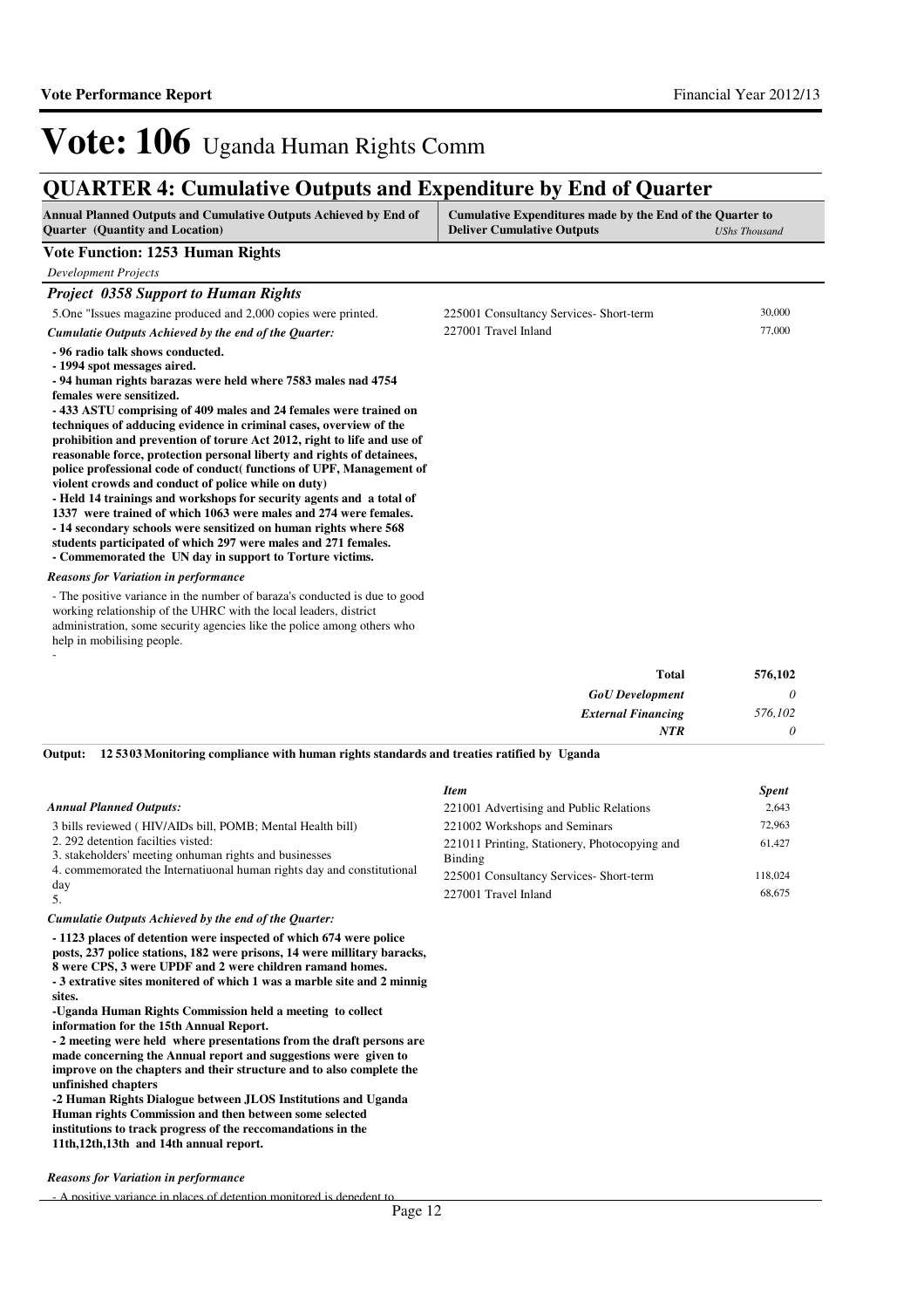# Vote: 106 Uganda Human Rights Comm

## QUARTER 4: Cumulative Outputs and Expenditure by End of Quarter

| Annual Planned Outputs and Cumulative Outputs Achieved by End of Quarter (Quantity and Location) | Cumulative Expenditures made by the End of the Quarter to Deliver Cumulative Outputs | UShs Thousand |
|---|---|---|

**Vote Function: 1253 Human Rights**

*Development Projects*

***Project 0358 Support to Human Rights***

5.One "Issues magazine produced and 2,000 copies were printed.

| Item | Spent |
|---|---|
| 225001 Consultancy Services- Short-term | 30,000 |
| 227001 Travel Inland | 77,000 |

***Cumulatie Outputs Achieved by the end of the Quarter:***

**- 96 radio talk shows conducted.**
**- 1994 spot messages aired.**
**- 94 human rights barazas were held where 7583 males nad 4754 females were sensitized.**
**- 433 ASTU comprising of 409 males and 24 females were trained on techniques of adducing evidence in criminal cases, overview of the prohibition and prevention of torure Act 2012, right to life and use of reasonable force, protection personal liberty and rights of detainees, police professional code of conduct( functions of UPF, Management of violent crowds and conduct of police while on duty)**
**- Held 14 trainings and workshops for security agents and a total of 1337 were trained of which 1063 were males and 274 were females.**
**- 14 secondary schools were sensitized on human rights where 568 students participated of which 297 were males and 271 females.**
**- Commemorated the UN day in support to Torture victims.**

***Reasons for Variation in performance***

- The positive variance in the number of baraza's conducted is due to good working relationship of the UHRC with the local leaders, district administration, some security agencies like the police among others who help in mobilising people.
-

| | |
|---|---|
| **Total** | **576,102** |
| ***GoU Development*** | *0* |
| ***External Financing*** | *576,102* |
| ***NTR*** | *0* |

**Output: 12 5303 Monitoring compliance with human rights standards and treaties ratified by Uganda**

***Annual Planned Outputs:***

3 bills reviewed ( HIV/AIDs bill, POMB; Mental Health bill)
2. 292 detention facilties visted:
3. stakeholders' meeting onhuman rights and businesses
4. commemorated the Internatiuonal human rights day and constitutional day
5.

| *Item* | *Spent* |
|---|---|
| 221001 Advertising and Public Relations | 2,643 |
| 221002 Workshops and Seminars | 72,963 |
| 221011 Printing, Stationery, Photocopying and Binding | 61,427 |
| 225001 Consultancy Services- Short-term | 118,024 |
| 227001 Travel Inland | 68,675 |

***Cumulatie Outputs Achieved by the end of the Quarter:***

**- 1123 places of detention were inspected of which 674 were police posts, 237 police stations, 182 were prisons, 14 were millitary baracks, 8 were CPS, 3 were UPDF and 2 were children ramand homes.**
**- 3 extrative sites monitered of which 1 was a marble site and 2 minnig sites.**
**-Uganda Human Rights Commission held a meeting to collect information for the 15th Annual Report.**
**- 2 meeting were held where presentations from the draft persons are made concerning the Annual report and suggestions were given to improve on the chapters and their structure and to also complete the unfinished chapters**
**-2 Human Rights Dialogue between JLOS Institutions and Uganda Human rights Commission and then between some selected institutions to track progress of the reccomandations in the 11th,12th,13th and 14th annual report.**

***Reasons for Variation in performance***

- A positive variance in places of detention monitored is depedent to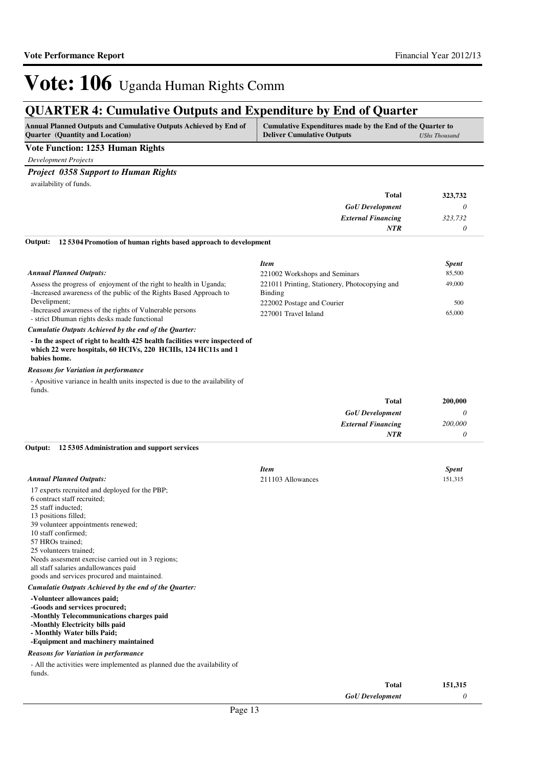# Vote: 106 Uganda Human Rights Comm

## QUARTER 4: Cumulative Outputs and Expenditure by End of Quarter

| Annual Planned Outputs and Cumulative Outputs Achieved by End of Quarter (Quantity and Location) | Cumulative Expenditures made by the End of the Quarter to Deliver Cumulative Outputs | USh's Thousand |
|---|---|---|

**Vote Function: 1253 Human Rights**

*Development Projects*

***Project 0358 Support to Human Rights***

availability of funds.

| | |
|---|---|
| **Total** | **323,732** |
| *GoU Development* | *0* |
| *External Financing* | *323,732* |
| *NTR* | *0* |

**Output: 12 5304 Promotion of human rights based approach to development**

*Annual Planned Outputs:*

Assess the progress of enjoyment of the right to health in Uganda;
-Increased awareness of the public of the Rights Based Approach to Development;
-Increased awareness of the rights of Vulnerable persons
- strict Dhuman rights desks made functional

| *Item* | *Spent* |
|---|---|
| 221002 Workshops and Seminars | 85,500 |
| 221011 Printing, Stationery, Photocopying and Binding | 49,000 |
| 222002 Postage and Courier | 500 |
| 227001 Travel Inland | 65,000 |

*Cumulatie Outputs Achieved by the end of the Quarter:*

**- In the aspect of right to health 425 health facilities were inspecteed of which 22 were hospitals, 60 HCIVs, 220 HCIIIs, 124 HC11s and 1 babies home.**

*Reasons for Variation in performance*

- Apositive variance in health units inspected is due to the availability of funds.

| | |
|---|---|
| **Total** | **200,000** |
| *GoU Development* | *0* |
| *External Financing* | *200,000* |
| *NTR* | *0* |

**Output: 12 5305 Administration and support services**

*Annual Planned Outputs:*

17 experts recruited and deployed for the PBP;
6 contract staff recruited;
25 staff inducted;
13 positions filled;
39 volunteer appointments renewed;
10 staff confirmed;
57 HROs trained;
25 volunteers trained;
Needs assesment exercise carried out in 3 regions;
all staff salaries andallowances paid
goods and services procured and maintained.

| *Item* | *Spent* |
|---|---|
| 211103 Allowances | 151,315 |

*Cumulatie Outputs Achieved by the end of the Quarter:*

**-Volunteer allowances paid;**
**-Goods and services procured;**
**-Monthly Telecommunications charges paid**
**-Monthly Electricity bills paid**
**- Monthly Water bills Paid;**
**-Equipment and machinery maintained**

*Reasons for Variation in performance*

- All the activities were implemented as planned due the availability of funds.

| | |
|---|---|
| **Total** | **151,315** |
| *GoU Development* | *0* |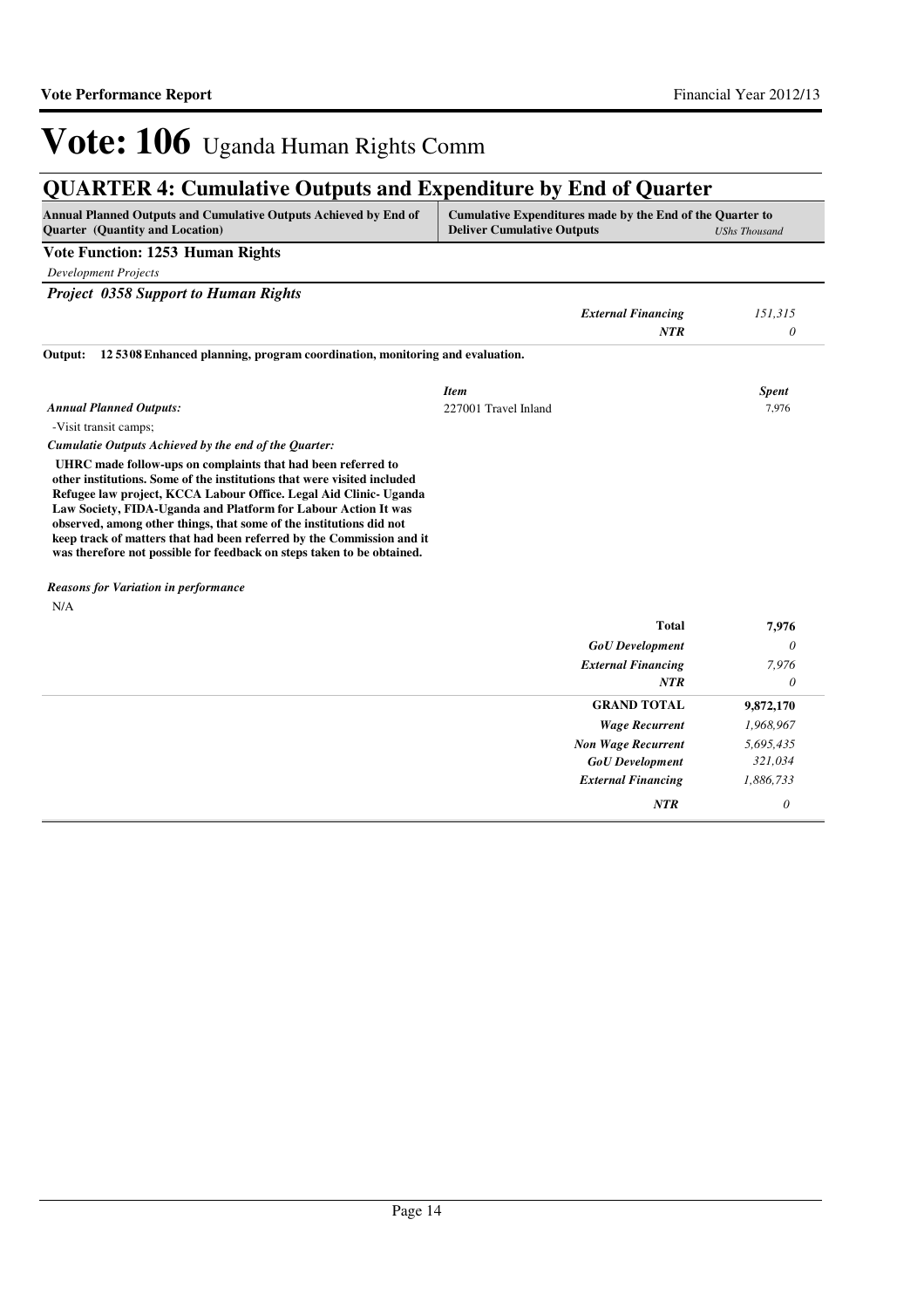# Vote: 106 Uganda Human Rights Comm

## QUARTER 4: Cumulative Outputs and Expenditure by End of Quarter

| Annual Planned Outputs and Cumulative Outputs Achieved by End of Quarter (Quantity and Location) | Cumulative Expenditures made by the End of the Quarter to Deliver Cumulative Outputs | USh Thousand |
|---|---|---|

**Vote Function: 1253 Human Rights**

*Development Projects*

***Project 0358 Support to Human Rights***

| | | |
|---|---|---|
| | *External Financing* | *151,315* |
| | *NTR* | *0* |

**Output: 12 5308 Enhanced planning, program coordination, monitoring and evaluation.**

| | *Item* | *Spent* |
|---|---|---|
| ***Annual Planned Outputs:*** | 227001 Travel Inland | 7,976 |

-Visit transit camps;

***Cumulatie Outputs Achieved by the end of the Quarter:***

**UHRC made follow-ups on complaints that had been referred to other institutions. Some of the institutions that were visited included Refugee law project, KCCA Labour Office. Legal Aid Clinic- Uganda Law Society, FIDA-Uganda and Platform for Labour Action It was observed, among other things, that some of the institutions did not keep track of matters that had been referred by the Commission and it was therefore not possible for feedback on steps taken to be obtained.**

***Reasons for Variation in performance***

N/A

| | |
|---|---|
| **Total** | **7,976** |
| *GoU Development* | *0* |
| *External Financing* | *7,976* |
| *NTR* | *0* |
| **GRAND TOTAL** | **9,872,170** |
| *Wage Recurrent* | *1,968,967* |
| *Non Wage Recurrent* | *5,695,435* |
| *GoU Development* | *321,034* |
| *External Financing* | *1,886,733* |
| *NTR* | *0* |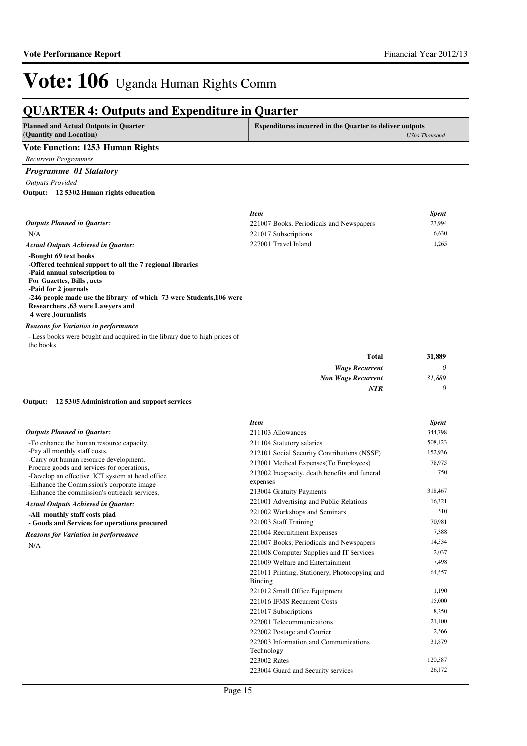# Vote: 106 Uganda Human Rights Comm

## QUARTER 4: Outputs and Expenditure in Quarter

| Planned and Actual Outputs in Quarter (Quantity and Location) | Expenditures incurred in the Quarter to deliver outputs *UShs Thousand* |
|---|---|

### Vote Function: 1253 Human Rights

*Recurrent Programmes*

#### *Programme 01 Statutory*

*Outputs Provided*

**Output: 12 5302 Human rights education**

*Outputs Planned in Quarter:*

N/A

*Actual Outputs Achieved in Quarter:*

**-Bought 69 text books**
**-Offered technical support to all the 7 regional libraries**
**-Paid annual subscription to**
**For Gazettes, Bills , acts**
**-Paid for 2 journals**
**-246 people made use the library of which 73 were Students,106 were Researchers ,63 were Lawyers and**
**4 were Journalists**

*Reasons for Variation in performance*

- Less books were bought and acquired in the library due to high prices of the books

| *Item* | *Spent* |
|---|---|
| 221007 Books, Periodicals and Newspapers | 23,994 |
| 221017 Subscriptions | 6,630 |
| 227001 Travel Inland | 1,265 |
| **Total** | **31,889** |
| ***Wage Recurrent*** | *0* |
| ***Non Wage Recurrent*** | *31,889* |
| ***NTR*** | *0* |

**Output: 12 5305 Administration and support services**

*Outputs Planned in Quarter:*

-To enhance the human resource capacity,
-Pay all monthly staff costs,
-Carry out human resource development,
Procure goods and services for operations,
-Develop an effective ICT system at head office
-Enhance the Commission's corporate image
-Enhance the commission's outreach services,

*Actual Outputs Achieved in Quarter:*

**-All monthly staff costs piad**
**- Goods and Services for operations procured**

*Reasons for Variation in performance*

N/A

| *Item* | *Spent* |
|---|---|
| 211103 Allowances | 344,798 |
| 211104 Statutory salaries | 508,123 |
| 212101 Social Security Contributions (NSSF) | 152,936 |
| 213001 Medical Expenses(To Employees) | 78,975 |
| 213002 Incapacity, death benefits and funeral expenses | 750 |
| 213004 Gratuity Payments | 318,467 |
| 221001 Advertising and Public Relations | 16,321 |
| 221002 Workshops and Seminars | 510 |
| 221003 Staff Training | 70,981 |
| 221004 Recruitment Expenses | 7,388 |
| 221007 Books, Periodicals and Newspapers | 14,534 |
| 221008 Computer Supplies and IT Services | 2,037 |
| 221009 Welfare and Entertainment | 7,498 |
| 221011 Printing, Stationery, Photocopying and Binding | 64,557 |
| 221012 Small Office Equipment | 1,190 |
| 221016 IFMS Recurrent Costs | 15,000 |
| 221017 Subscriptions | 8,250 |
| 222001 Telecommunications | 21,100 |
| 222002 Postage and Courier | 2,566 |
| 222003 Information and Communications Technology | 31,879 |
| 223002 Rates | 120,587 |
| 223004 Guard and Security services | 26,172 |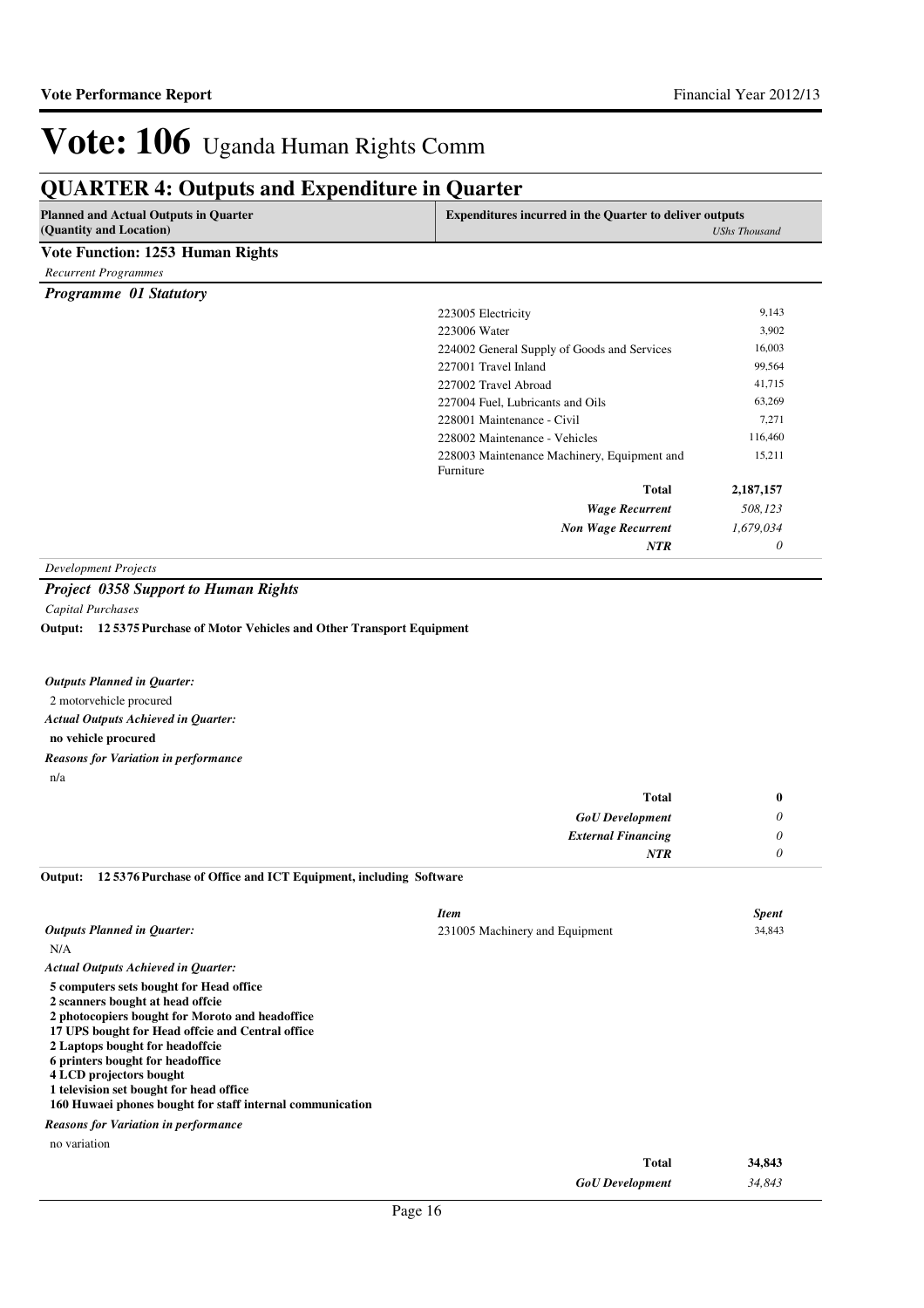# Vote: 106 Uganda Human Rights Comm

## QUARTER 4: Outputs and Expenditure in Quarter

| Planned and Actual Outputs in Quarter (Quantity and Location) | Expenditures incurred in the Quarter to deliver outputs | *UShs Thousand* |
|---|---|---|

**Vote Function: 1253 Human Rights**

*Recurrent Programmes*

***Programme 01 Statutory***

| Item | Spent |
|---|---|
| 223005 Electricity | 9,143 |
| 223006 Water | 3,902 |
| 224002 General Supply of Goods and Services | 16,003 |
| 227001 Travel Inland | 99,564 |
| 227002 Travel Abroad | 41,715 |
| 227004 Fuel, Lubricants and Oils | 63,269 |
| 228001 Maintenance - Civil | 7,271 |
| 228002 Maintenance - Vehicles | 116,460 |
| 228003 Maintenance Machinery, Equipment and Furniture | 15,211 |
| **Total** | **2,187,157** |
| ***Wage Recurrent*** | *508,123* |
| ***Non Wage Recurrent*** | *1,679,034* |
| ***NTR*** | *0* |

*Development Projects*

***Project 0358 Support to Human Rights***

*Capital Purchases*

**Output: 12 5375 Purchase of Motor Vehicles and Other Transport Equipment**

***Outputs Planned in Quarter:***

2 motorvehicle procured

***Actual Outputs Achieved in Quarter:***

**no vehicle procured**

***Reasons for Variation in performance***

n/a

| | |
|---|---|
| **Total** | **0** |
| ***GoU Development*** | *0* |
| ***External Financing*** | *0* |
| ***NTR*** | *0* |

**Output: 12 5376 Purchase of Office and ICT Equipment, including Software**

| *Item* | *Spent* |
|---|---|
| 231005 Machinery and Equipment | 34,843 |

***Outputs Planned in Quarter:***

N/A

***Actual Outputs Achieved in Quarter:***

**5 computers sets bought for Head office**
**2 scanners bought at head offcie**
**2 photocopiers bought for Moroto and headoffice**
**17 UPS bought for Head offcie and Central office**
**2 Laptops bought for headoffcie**
**6 printers bought for headoffice**
**4 LCD projectors bought**
**1 television set bought for head office**
**160 Huwaei phones bought for staff internal communication**

***Reasons for Variation in performance***

no variation

| | |
|---|---|
| **Total** | **34,843** |
| ***GoU Development*** | *34,843* |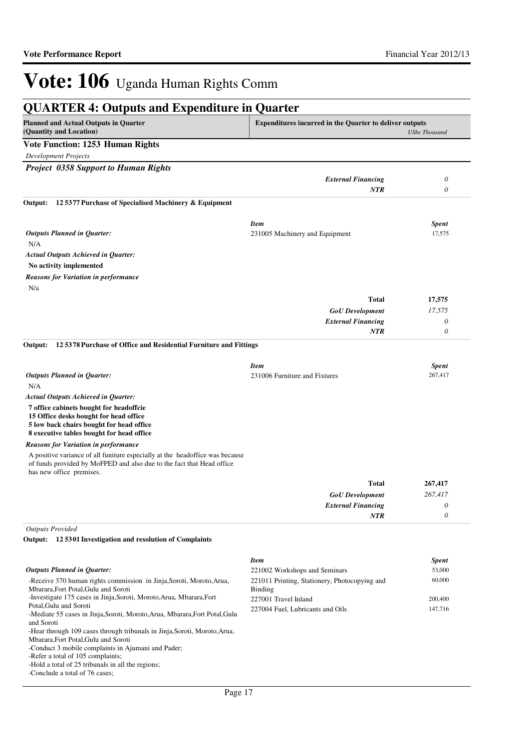# Vote: 106 Uganda Human Rights Comm

## QUARTER 4: Outputs and Expenditure in Quarter

| Planned and Actual Outputs in Quarter (Quantity and Location) | Expenditures incurred in the Quarter to deliver outputs | *UShs Thousand* |
|---|---|---|

**Vote Function: 1253 Human Rights**

*Development Projects*

***Project 0358 Support to Human Rights***

| | | |
|---|---|---|
| | ***External Financing*** | *0* |
| | ***NTR*** | *0* |

**Output: 12 5377 Purchase of Specialised Machinery & Equipment**

***Outputs Planned in Quarter:***

N/A

***Actual Outputs Achieved in Quarter:***

**No activity implemented**

***Reasons for Variation in performance***

N/a

| *Item* | *Spent* |
|---|---|
| 231005 Machinery and Equipment | 17,575 |
| **Total** | **17,575** |
| ***GoU Development*** | *17,575* |
| ***External Financing*** | *0* |
| ***NTR*** | *0* |

**Output: 12 5378 Purchase of Office and Residential Furniture and Fittings**

***Outputs Planned in Quarter:***

N/A

***Actual Outputs Achieved in Quarter:***

**7 office cabinets bought for headoffcie**
**15 Office desks bought for head office**
**5 low back chairs bought for head office**
**8 executive tables bought for head office**

***Reasons for Variation in performance***

A positive variance of all funiture especially at the headoffice was because of funds provided by MoFPED and also due to the fact that Head office has new office premises.

| *Item* | *Spent* |
|---|---|
| 231006 Furniture and Fixtures | 267,417 |
| **Total** | **267,417** |
| ***GoU Development*** | *267,417* |
| ***External Financing*** | *0* |
| ***NTR*** | *0* |

*Outputs Provided*

**Output: 12 5301 Investigation and resolution of Complaints**

***Outputs Planned in Quarter:***

-Receive 370 human rights commission in Jinja,Soroti, Moroto,Arua, Mbarara,Fort Potal,Gulu and Soroti
-Investigate 175 cases in Jinja,Soroti, Moroto,Arua, Mbarara,Fort Potal,Gulu and Soroti
-Mediate 55 cases in Jinja,Soroti, Moroto,Arua, Mbarara,Fort Potal,Gulu and Soroti
-Hear through 109 cases through tribunals in Jinja,Soroti, Moroto,Arua, Mbarara,Fort Potal,Gulu and Soroti
-Conduct 3 mobile complaints in Ajumani and Pader;
-Refer a total of 105 complaints;
-Hold a total of 25 tribunals in all the regions;
-Conclude a total of 76 cases;

| *Item* | *Spent* |
|---|---|
| 221002 Workshops and Seminars | 53,000 |
| 221011 Printing, Stationery, Photocopying and Binding | 60,000 |
| 227001 Travel Inland | 200,400 |
| 227004 Fuel, Lubricants and Oils | 147,716 |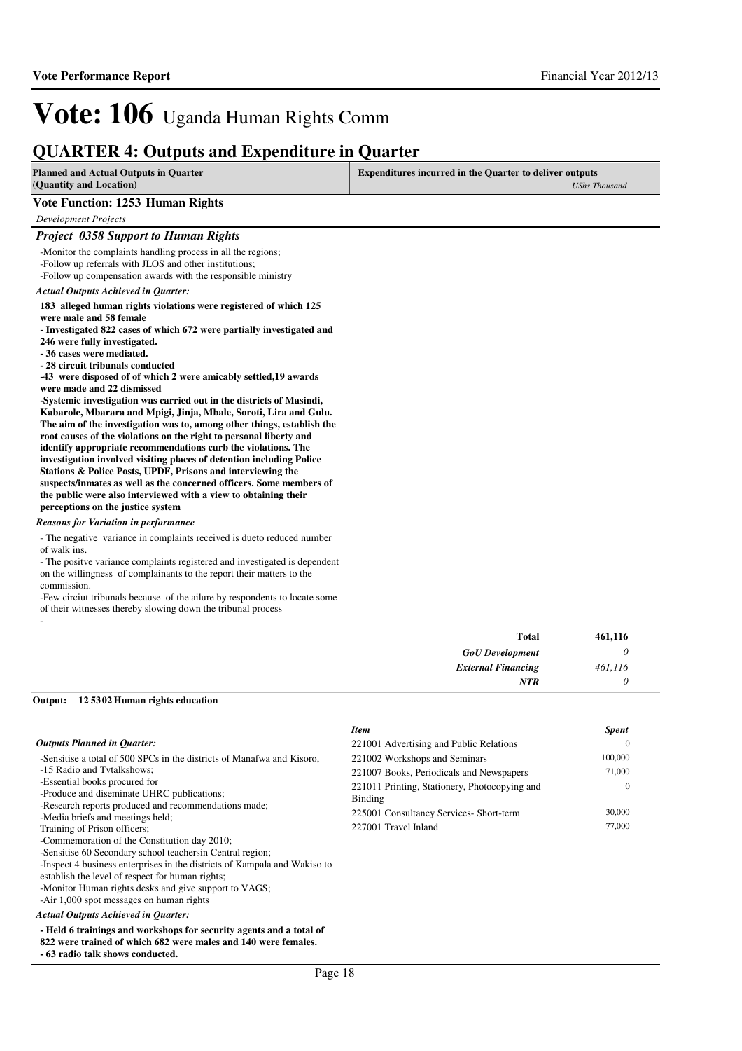# Vote: 106 Uganda Human Rights Comm

## QUARTER 4: Outputs and Expenditure in Quarter

| Planned and Actual Outputs in Quarter (Quantity and Location) | Expenditures incurred in the Quarter to deliver outputs *UShs Thousand* |
|---|---|

### Vote Function: 1253 Human Rights

*Development Projects*

#### *Project 0358 Support to Human Rights*

-Monitor the complaints handling process in all the regions;
-Follow up referrals with JLOS and other institutions;
-Follow up compensation awards with the responsible ministry

*Actual Outputs Achieved in Quarter:*

**183 alleged human rights violations were registered of which 125 were male and 58 female**
**- Investigated 822 cases of which 672 were partially investigated and 246 were fully investigated.**
**- 36 cases were mediated.**
**- 28 circuit tribunals conducted**
**-43 were disposed of of which 2 were amicably settled,19 awards were made and 22 dismissed**
**-Systemic investigation was carried out in the districts of Masindi, Kabarole, Mbarara and Mpigi, Jinja, Mbale, Soroti, Lira and Gulu. The aim of the investigation was to, among other things, establish the root causes of the violations on the right to personal liberty and identify appropriate recommendations curb the violations. The investigation involved visiting places of detention including Police Stations & Police Posts, UPDF, Prisons and interviewing the suspects/inmates as well as the concerned officers. Some members of the public were also interviewed with a view to obtaining their perceptions on the justice system**

*Reasons for Variation in performance*

- The negative variance in complaints received is dueto reduced number of walk ins.
- The positve variance complaints registered and investigated is dependent on the willingness of complainants to the report their matters to the commission.
-Few circiut tribunals because of the ailure by respondents to locate some of their witnesses thereby slowing down the tribunal process
-

| | |
|---|---|
| **Total** | **461,116** |
| *GoU Development* | *0* |
| *External Financing* | *461,116* |
| *NTR* | *0* |

**Output: 12 5302 Human rights education**

*Outputs Planned in Quarter:*

-Sensitise a total of 500 SPCs in the districts of Manafwa and Kisoro,
-15 Radio and Tvtalkshows;
-Essential books procured for
-Produce and diseminate UHRC publications;
-Research reports produced and recommendations made;
-Media briefs and meetings held;
Training of Prison officers;
-Commemoration of the Constitution day 2010;
-Sensitise 60 Secondary school teachersin Central region;
-Inspect 4 business enterprises in the districts of Kampala and Wakiso to establish the level of respect for human rights;
-Monitor Human rights desks and give support to VAGS;
-Air 1,000 spot messages on human rights

| *Item* | *Spent* |
|---|---|
| 221001 Advertising and Public Relations | 0 |
| 221002 Workshops and Seminars | 100,000 |
| 221007 Books, Periodicals and Newspapers | 71,000 |
| 221011 Printing, Stationery, Photocopying and Binding | 0 |
| 225001 Consultancy Services- Short-term | 30,000 |
| 227001 Travel Inland | 77,000 |

*Actual Outputs Achieved in Quarter:*

**- Held 6 trainings and workshops for security agents and a total of 822 were trained of which 682 were males and 140 were females.**
**- 63 radio talk shows conducted.**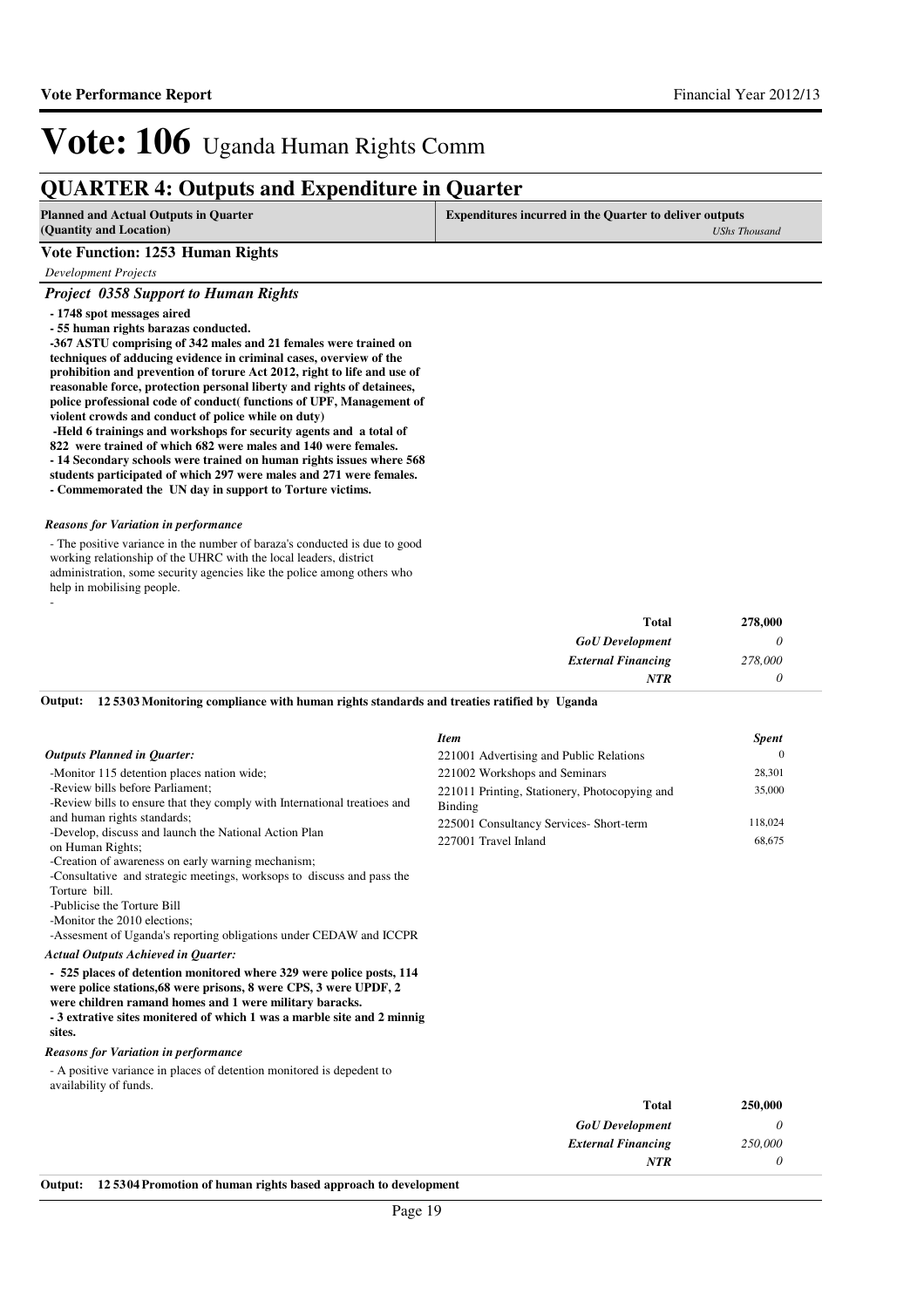# Vote: 106 Uganda Human Rights Comm

## QUARTER 4: Outputs and Expenditure in Quarter

| Planned and Actual Outputs in Quarter (Quantity and Location) | Expenditures incurred in the Quarter to deliver outputs *UShs Thousand* |
|---|---|

### Vote Function: 1253 Human Rights

*Development Projects*

#### *Project 0358 Support to Human Rights*

**- 1748 spot messages aired**
**- 55 human rights barazas conducted.**
**-367 ASTU comprising of 342 males and 21 females were trained on techniques of adducing evidence in criminal cases, overview of the prohibition and prevention of torure Act 2012, right to life and use of reasonable force, protection personal liberty and rights of detainees, police professional code of conduct( functions of UPF, Management of violent crowds and conduct of police while on duty)**
**-Held 6 trainings and workshops for security agents and a total of 822 were trained of which 682 were males and 140 were females.**
**- 14 Secondary schools were trained on human rights issues where 568 students participated of which 297 were males and 271 were females.**
**- Commemorated the UN day in support to Torture victims.**

*Reasons for Variation in performance*

- The positive variance in the number of baraza's conducted is due to good working relationship of the UHRC with the local leaders, district administration, some security agencies like the police among others who help in mobilising people.
-

| | |
|---|---|
| **Total** | **278,000** |
| *GoU Development* | *0* |
| *External Financing* | *278,000* |
| *NTR* | *0* |

**Output: 12 5303 Monitoring compliance with human rights standards and treaties ratified by Uganda**

*Outputs Planned in Quarter:*

-Monitor 115 detention places nation wide;
-Review bills before Parliament;
-Review bills to ensure that they comply with International treatioes and and human rights standards;
-Develop, discuss and launch the National Action Plan on Human Rights;
-Creation of awareness on early warning mechanism;
-Consultative and strategic meetings, worksops to discuss and pass the Torture bill.
-Publicise the Torture Bill
-Monitor the 2010 elections;
-Assesment of Uganda's reporting obligations under CEDAW and ICCPR

| *Item* | *Spent* |
|---|---|
| 221001 Advertising and Public Relations | 0 |
| 221002 Workshops and Seminars | 28,301 |
| 221011 Printing, Stationery, Photocopying and Binding | 35,000 |
| 225001 Consultancy Services- Short-term | 118,024 |
| 227001 Travel Inland | 68,675 |

*Actual Outputs Achieved in Quarter:*

**- 525 places of detention monitored where 329 were police posts, 114 were police stations,68 were prisons, 8 were CPS, 3 were UPDF, 2 were children ramand homes and 1 were military baracks.**
**- 3 extrative sites monitered of which 1 was a marble site and 2 minnig sites.**

*Reasons for Variation in performance*

- A positive variance in places of detention monitored is depedent to availability of funds.

| | |
|---|---|
| **Total** | **250,000** |
| *GoU Development* | *0* |
| *External Financing* | *250,000* |
| *NTR* | *0* |

**Output: 12 5304 Promotion of human rights based approach to development**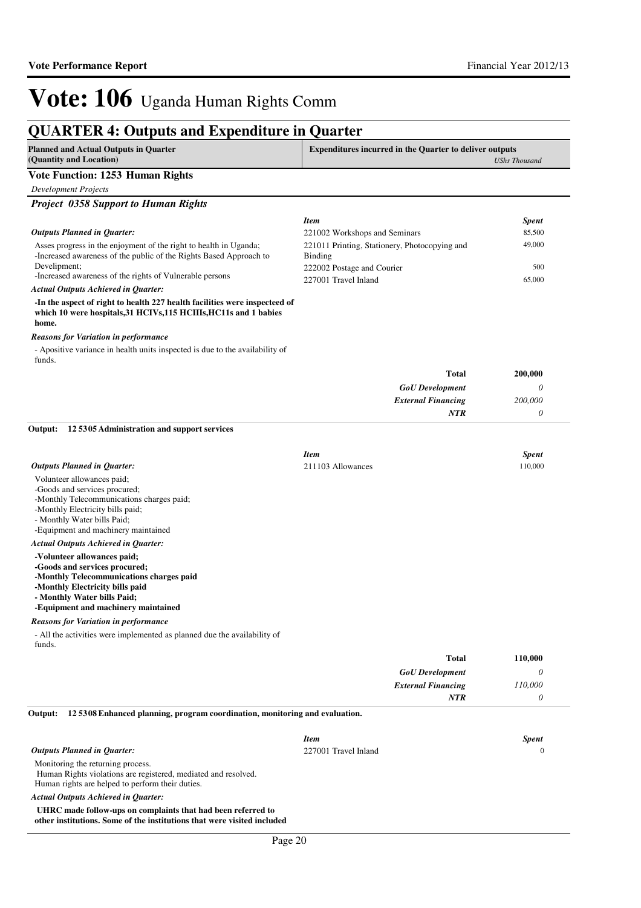# Vote: 106 Uganda Human Rights Comm

## QUARTER 4: Outputs and Expenditure in Quarter

**Planned and Actual Outputs in Quarter (Quantity and Location)** | **Expenditures incurred in the Quarter to deliver outputs** *UShs Thousand*

### Vote Function: 1253 Human Rights

*Development Projects*

#### *Project 0358 Support to Human Rights*

*Outputs Planned in Quarter:*

Asses progress in the enjoyment of the right to health in Uganda;
-Increased awareness of the public of the Rights Based Approach to Development;
-Increased awareness of the rights of Vulnerable persons

*Actual Outputs Achieved in Quarter:*

**-In the aspect of right to health 227 health facilities were inspecteed of which 10 were hospitals,31 HCIVs,115 HCIIIs,HC11s and 1 babies home.**

*Reasons for Variation in performance*

- Apositive variance in health units inspected is due to the availability of funds.

| *Item* | *Spent* |
|---|---|
| 221002 Workshops and Seminars | 85,500 |
| 221011 Printing, Stationery, Photocopying and Binding | 49,000 |
| 222002 Postage and Courier | 500 |
| 227001 Travel Inland | 65,000 |
| **Total** | **200,000** |
| *GoU Development* | *0* |
| *External Financing* | *200,000* |
| *NTR* | *0* |

**Output: 12 5305 Administration and support services**

*Outputs Planned in Quarter:*

Volunteer allowances paid;
-Goods and services procured;
-Monthly Telecommunications charges paid;
-Monthly Electricity bills paid;
- Monthly Water bills Paid;
-Equipment and machinery maintained

*Actual Outputs Achieved in Quarter:*

**-Volunteer allowances paid;**
**-Goods and services procured;**
**-Monthly Telecommunications charges paid**
**-Monthly Electricity bills paid**
**- Monthly Water bills Paid;**
**-Equipment and machinery maintained**

*Reasons for Variation in performance*

- All the activities were implemented as planned due the availability of funds.

| *Item* | *Spent* |
|---|---|
| 211103 Allowances | 110,000 |
| **Total** | **110,000** |
| *GoU Development* | *0* |
| *External Financing* | *110,000* |
| *NTR* | *0* |

**Output: 12 5308 Enhanced planning, program coordination, monitoring and evaluation.**

*Outputs Planned in Quarter:*

Monitoring the returning process.
Human Rights violations are registered, mediated and resolved.
Human rights are helped to perform their duties.

*Actual Outputs Achieved in Quarter:*

**UHRC made follow-ups on complaints that had been referred to other institutions. Some of the institutions that were visited included**

| *Item* | *Spent* |
|---|---|
| 227001 Travel Inland | 0 |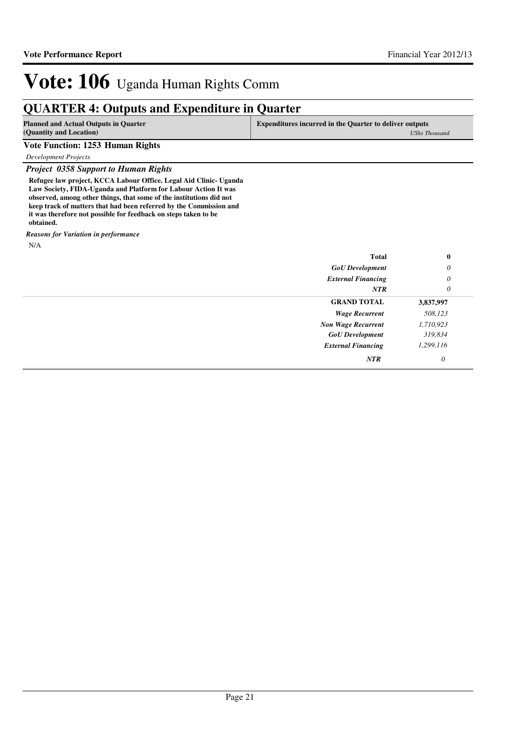# Vote: 106 Uganda Human Rights Comm

## QUARTER 4: Outputs and Expenditure in Quarter

| Planned and Actual Outputs in Quarter (Quantity and Location) | Expenditures incurred in the Quarter to deliver outputs | UShs Thousand |
|---|---|---|

**Vote Function: 1253 Human Rights**

*Development Projects*

***Project 0358 Support to Human Rights***

**Refugee law project, KCCA Labour Office. Legal Aid Clinic- Uganda Law Society, FIDA-Uganda and Platform for Labour Action It was observed, among other things, that some of the institutions did not keep track of matters that had been referred by the Commission and it was therefore not possible for feedback on steps taken to be obtained.**

***Reasons for Variation in performance***

N/A

| | |
|---|---|
| **Total** | **0** |
| *GoU Development* | *0* |
| *External Financing* | *0* |
| ***NTR*** | *0* |

| | |
|---|---|
| **GRAND TOTAL** | **3,837,997** |
| *Wage Recurrent* | *508,123* |
| *Non Wage Recurrent* | *1,710,923* |
| *GoU Development* | *319,834* |
| *External Financing* | *1,299,116* |
| ***NTR*** | *0* |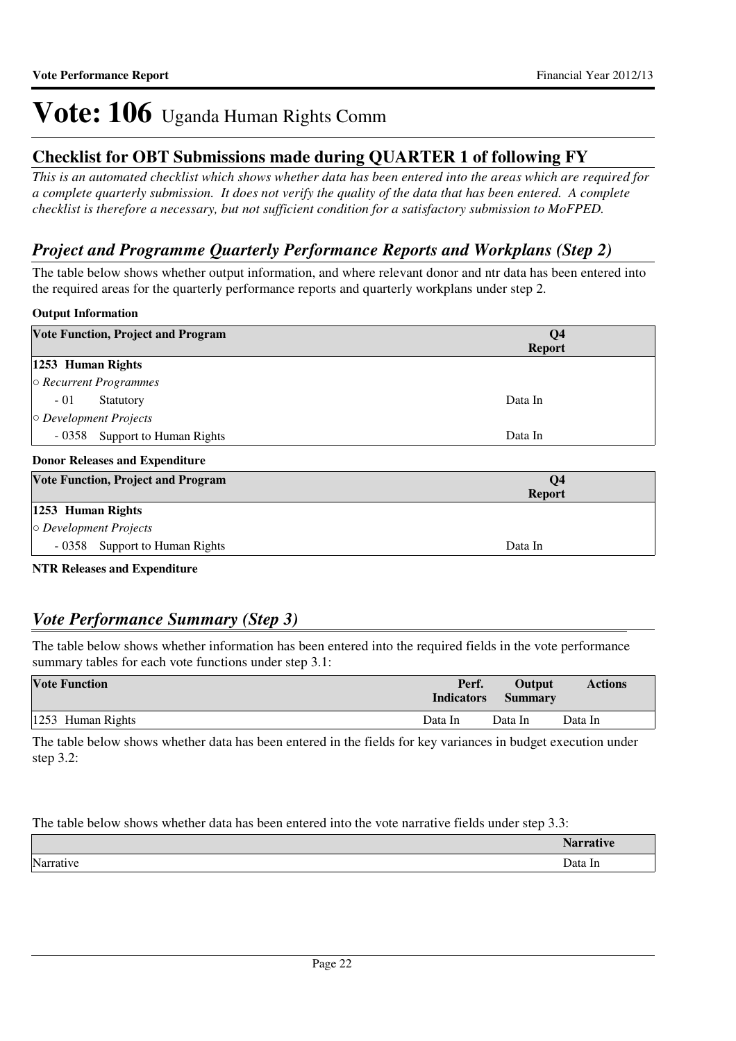# Vote: 106 Uganda Human Rights Comm

## Checklist for OBT Submissions made during QUARTER 1 of following FY

*This is an automated checklist which shows whether data has been entered into the areas which are required for a complete quarterly submission. It does not verify the quality of the data that has been entered. A complete checklist is therefore a necessary, but not sufficient condition for a satisfactory submission to MoFPED.*

## *Project and Programme Quarterly Performance Reports and Workplans (Step 2)*

The table below shows whether output information, and where relevant donor and ntr data has been entered into the required areas for the quarterly performance reports and quarterly workplans under step 2.

**Output Information**

| Vote Function, Project and Program | Q4 Report |
|---|---|
| **1253 Human Rights** | |
| ○ *Recurrent Programmes* | |
| - 01 Statutory | Data In |
| ○ *Development Projects* | |
| - 0358 Support to Human Rights | Data In |

**Donor Releases and Expenditure**

| Vote Function, Project and Program | Q4 Report |
|---|---|
| **1253 Human Rights** | |
| ○ *Development Projects* | |
| - 0358 Support to Human Rights | Data In |

**NTR Releases and Expenditure**

## *Vote Performance Summary (Step 3)*

The table below shows whether information has been entered into the required fields in the vote performance summary tables for each vote functions under step 3.1:

| Vote Function | Perf. Indicators | Output Summary | Actions |
|---|---|---|---|
| 1253 Human Rights | Data In | Data In | Data In |

The table below shows whether data has been entered in the fields for key variances in budget execution under step 3.2:

The table below shows whether data has been entered into the vote narrative fields under step 3.3:

| | Narrative |
|---|---|
| Narrative | Data In |